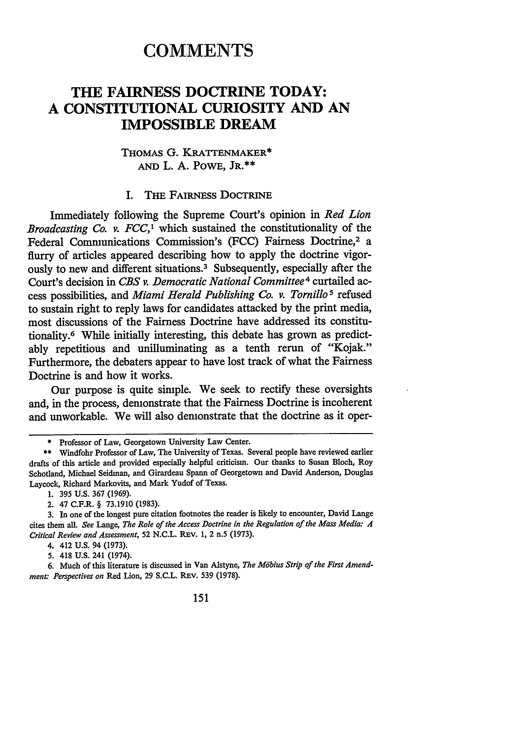# COMMENTS

## THE FAIRNESS DOCTRINE TODAY: A CONSTITUTIONAL CURIOSITY AND AN IMPOSSIBLE DREAM

THOMAS G. KRATTENMAKER*
AND L. A. POWE, JR.**

### I. THE FAIRNESS DOCTRINE

Immediately following the Supreme Court's opinion in *Red Lion Broadcasting Co. v. FCC*,[1] which sustained the constitutionality of the Federal Communications Commission's (FCC) Fairness Doctrine,[2] a flurry of articles appeared describing how to apply the doctrine vigorously to new and different situations.[3] Subsequently, especially after the Court's decision in *CBS v. Democratic National Committee*[4] curtailed access possibilities, and *Miami Herald Publishing Co. v. Tornillo*[5] refused to sustain right to reply laws for candidates attacked by the print media, most discussions of the Fairness Doctrine have addressed its constitutionality.[6] While initially interesting, this debate has grown as predictably repetitious and unilluminating as a tenth rerun of "Kojak." Furthermore, the debaters appear to have lost track of what the Fairness Doctrine is and how it works.

Our purpose is quite simple. We seek to rectify these oversights and, in the process, demonstrate that the Fairness Doctrine is incoherent and unworkable. We will also demonstrate that the doctrine as it oper-

---

\* Professor of Law, Georgetown University Law Center.

\*\* Windfohr Professor of Law, The University of Texas. Several people have reviewed earlier drafts of this article and provided especially helpful criticism. Our thanks to Susan Bloch, Roy Schotland, Michael Seidman, and Girardeau Spann of Georgetown and David Anderson, Douglas Laycock, Richard Markovits, and Mark Yudof of Texas.

1. 395 U.S. 367 (1969).

2. 47 C.F.R. § 73.1910 (1983).

3. In one of the longest pure citation footnotes the reader is likely to encounter, David Lange cites them all. *See* Lange, *The Role of the Access Doctrine in the Regulation of the Mass Media: A Critical Review and Assessment*, 52 N.C.L. REV. 1, 2 n.5 (1973).

4. 412 U.S. 94 (1973).

5. 418 U.S. 241 (1974).

6. Much of this literature is discussed in Van Alstyne, *The Möbius Strip of the First Amendment: Perspectives on* Red Lion, 29 S.C.L. REV. 539 (1978).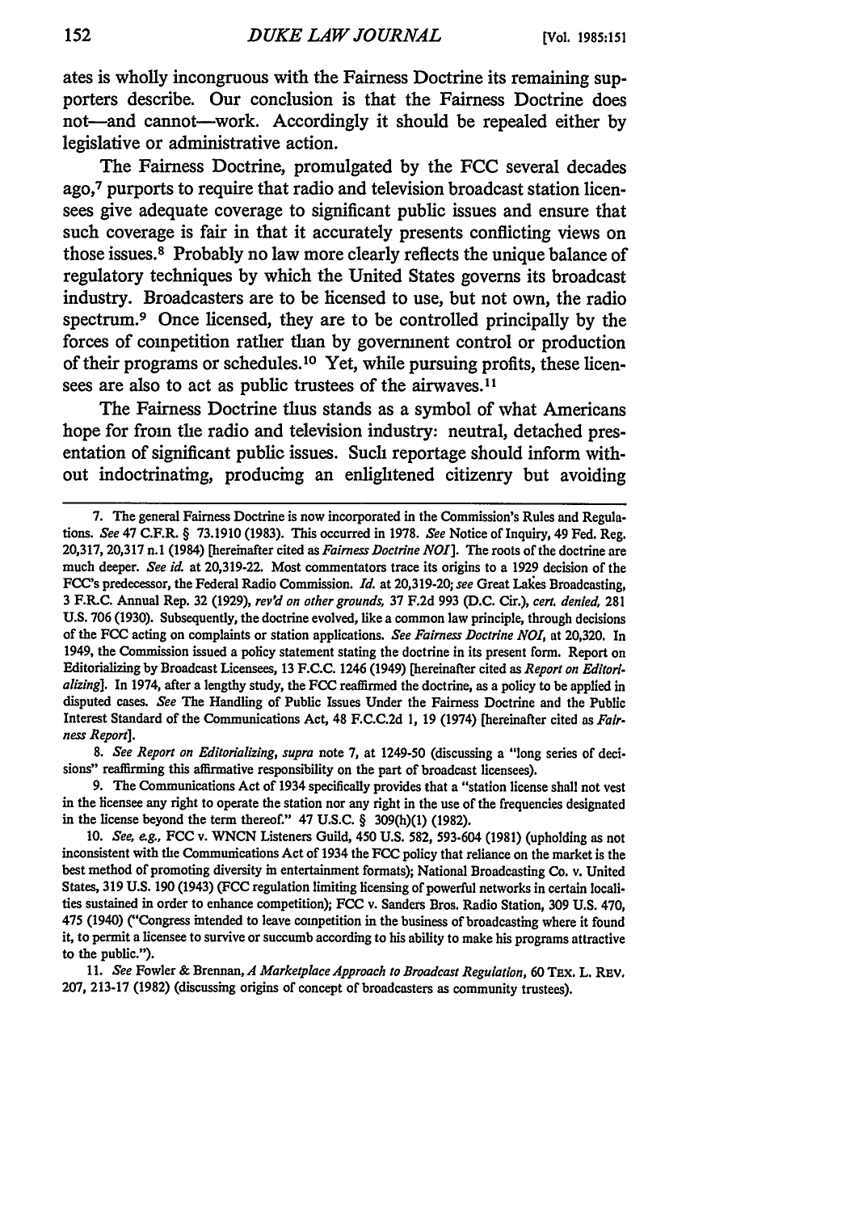ates is wholly incongruous with the Fairness Doctrine its remaining supporters describe. Our conclusion is that the Fairness Doctrine does not—and cannot—work. Accordingly it should be repealed either by legislative or administrative action.

The Fairness Doctrine, promulgated by the FCC several decades ago,[7] purports to require that radio and television broadcast station licensees give adequate coverage to significant public issues and ensure that such coverage is fair in that it accurately presents conflicting views on those issues.[8] Probably no law more clearly reflects the unique balance of regulatory techniques by which the United States governs its broadcast industry. Broadcasters are to be licensed to use, but not own, the radio spectrum.[9] Once licensed, they are to be controlled principally by the forces of competition rather than by government control or production of their programs or schedules.[10] Yet, while pursuing profits, these licensees are also to act as public trustees of the airwaves.[11]

The Fairness Doctrine thus stands as a symbol of what Americans hope for from the radio and television industry: neutral, detached presentation of significant public issues. Such reportage should inform without indoctrinating, producing an enlightened citizenry but avoiding

---

7. The general Fairness Doctrine is now incorporated in the Commission's Rules and Regulations. *See* 47 C.F.R. § 73.1910 (1983). This occurred in 1978. *See* Notice of Inquiry, 49 Fed. Reg. 20,317, 20,317 n.1 (1984) [hereinafter cited as *Fairness Doctrine NOI*]. The roots of the doctrine are much deeper. *See id.* at 20,319-22. Most commentators trace its origins to a 1929 decision of the FCC's predecessor, the Federal Radio Commission. *Id.* at 20,319-20; *see* Great Lakes Broadcasting, 3 F.R.C. Annual Rep. 32 (1929), *rev'd on other grounds,* 37 F.2d 993 (D.C. Cir.), *cert. denied,* 281 U.S. 706 (1930). Subsequently, the doctrine evolved, like a common law principle, through decisions of the FCC acting on complaints or station applications. *See Fairness Doctrine NOI*, at 20,320. In 1949, the Commission issued a policy statement stating the doctrine in its present form. Report on Editorializing by Broadcast Licensees, 13 F.C.C. 1246 (1949) [hereinafter cited as *Report on Editorializing*]. In 1974, after a lengthy study, the FCC reaffirmed the doctrine, as a policy to be applied in disputed cases. *See* The Handling of Public Issues Under the Fairness Doctrine and the Public Interest Standard of the Communications Act, 48 F.C.C.2d 1, 19 (1974) [hereinafter cited as *Fairness Report*].

8. *See Report on Editorializing, supra* note 7, at 1249-50 (discussing a "long series of decisions" reaffirming this affirmative responsibility on the part of broadcast licensees).

9. The Communications Act of 1934 specifically provides that a "station license shall not vest in the licensee any right to operate the station nor any right in the use of the frequencies designated in the license beyond the term thereof." 47 U.S.C. § 309(h)(1) (1982).

10. *See, e.g.,* FCC v. WNCN Listeners Guild, 450 U.S. 582, 593-604 (1981) (upholding as not inconsistent with the Communications Act of 1934 the FCC policy that reliance on the market is the best method of promoting diversity in entertainment formats); National Broadcasting Co. v. United States, 319 U.S. 190 (1943) (FCC regulation limiting licensing of powerful networks in certain localities sustained in order to enhance competition); FCC v. Sanders Bros. Radio Station, 309 U.S. 470, 475 (1940) ("Congress intended to leave competition in the business of broadcasting where it found it, to permit a licensee to survive or succumb according to his ability to make his programs attractive to the public.").

11. *See* Fowler & Brennan, *A Marketplace Approach to Broadcast Regulation,* 60 TEX. L. REV. 207, 213-17 (1982) (discussing origins of concept of broadcasters as community trustees).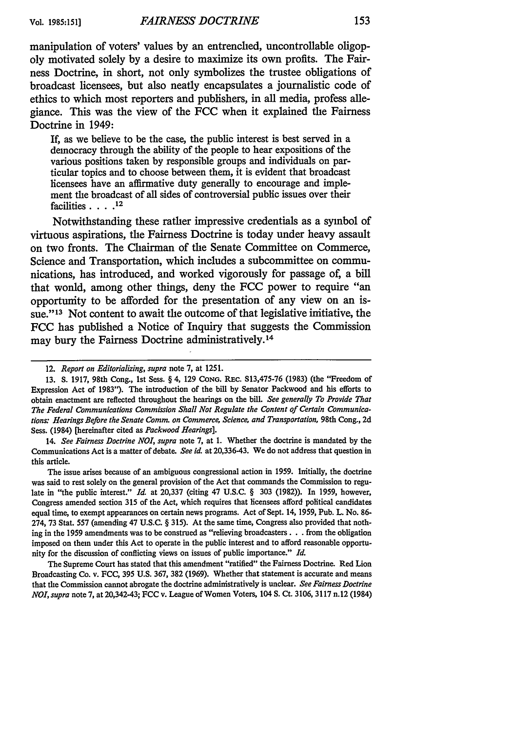manipulation of voters' values by an entrenched, uncontrollable oligopoly motivated solely by a desire to maximize its own profits. The Fairness Doctrine, in short, not only symbolizes the trustee obligations of broadcast licensees, but also neatly encapsulates a journalistic code of ethics to which most reporters and publishers, in all media, profess allegiance. This was the view of the FCC when it explained the Fairness Doctrine in 1949:

> If, as we believe to be the case, the public interest is best served in a democracy through the ability of the people to hear expositions of the various positions taken by responsible groups and individuals on particular topics and to choose between them, it is evident that broadcast licensees have an affirmative duty generally to encourage and implement the broadcast of all sides of controversial public issues over their facilities . . . .[12]

Notwithstanding these rather impressive credentials as a symbol of virtuous aspirations, the Fairness Doctrine is today under heavy assault on two fronts. The Chairman of the Senate Committee on Commerce, Science and Transportation, which includes a subcommittee on communications, has introduced, and worked vigorously for passage of, a bill that would, among other things, deny the FCC power to require "an opportunity to be afforded for the presentation of any view on an issue."[13] Not content to await the outcome of that legislative initiative, the FCC has published a Notice of Inquiry that suggests the Commission may bury the Fairness Doctrine administratively.[14]

---

12. *Report on Editorializing, supra* note 7, at 1251.

13. S. 1917, 98th Cong., 1st Sess. § 4, 129 CONG. REC. S13,475-76 (1983) (the "Freedom of Expression Act of 1983"). The introduction of the bill by Senator Packwood and his efforts to obtain enactment are reflected throughout the hearings on the bill. *See generally To Provide That The Federal Communications Commission Shall Not Regulate the Content of Certain Communications: Hearings Before the Senate Comm. on Commerce, Science, and Transportation*, 98th Cong., 2d Sess. (1984) [hereinafter cited as *Packwood Hearings*].

14. *See Fairness Doctrine NOI, supra* note 7, at 1. Whether the doctrine is mandated by the Communications Act is a matter of debate. *See id.* at 20,336-43. We do not address that question in this article.

The issue arises because of an ambiguous congressional action in 1959. Initially, the doctrine was said to rest solely on the general provision of the Act that commands the Commission to regulate in "the public interest." *Id.* at 20,337 (citing 47 U.S.C. § 303 (1982)). In 1959, however, Congress amended section 315 of the Act, which requires that licensees afford political candidates equal time, to exempt appearances on certain news programs. Act of Sept. 14, 1959, Pub. L. No. 86-274, 73 Stat. 557 (amending 47 U.S.C. § 315). At the same time, Congress also provided that nothing in the 1959 amendments was to be construed as "relieving broadcasters . . . from the obligation imposed on them under this Act to operate in the public interest and to afford reasonable opportunity for the discussion of conflicting views on issues of public importance." *Id.*

The Supreme Court has stated that this amendment "ratified" the Fairness Doctrine. Red Lion Broadcasting Co. v. FCC, 395 U.S. 367, 382 (1969). Whether that statement is accurate and means that the Commission cannot abrogate the doctrine administratively is unclear. *See Fairness Doctrine NOI, supra* note 7, at 20,342-43; FCC v. League of Women Voters, 104 S. Ct. 3106, 3117 n.12 (1984)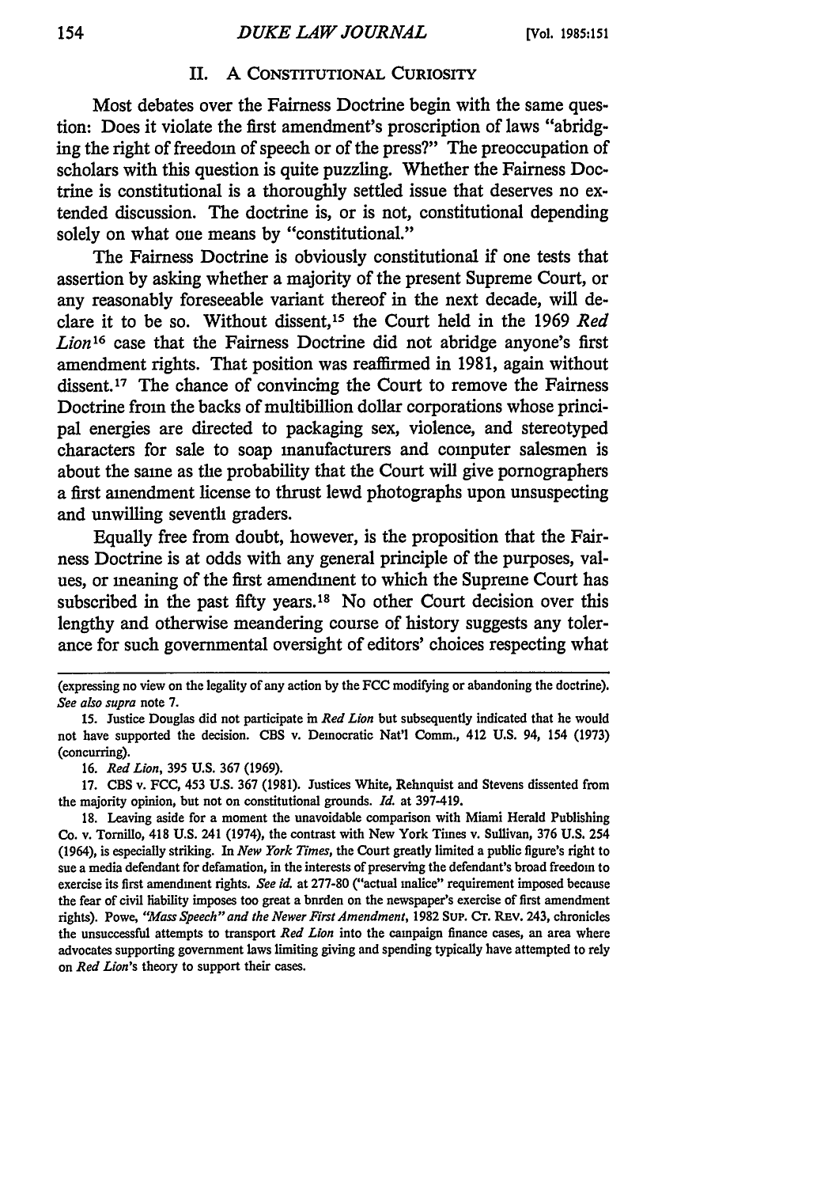## II. A Constitutional Curiosity

Most debates over the Fairness Doctrine begin with the same question: Does it violate the first amendment's proscription of laws "abridging the right of freedom of speech or of the press?" The preoccupation of scholars with this question is quite puzzling. Whether the Fairness Doctrine is constitutional is a thoroughly settled issue that deserves no extended discussion. The doctrine is, or is not, constitutional depending solely on what one means by "constitutional."

The Fairness Doctrine is obviously constitutional if one tests that assertion by asking whether a majority of the present Supreme Court, or any reasonably foreseeable variant thereof in the next decade, will declare it to be so. Without dissent,[15] the Court held in the 1969 *Red Lion*[16] case that the Fairness Doctrine did not abridge anyone's first amendment rights. That position was reaffirmed in 1981, again without dissent.[17] The chance of convincing the Court to remove the Fairness Doctrine from the backs of multibillion dollar corporations whose principal energies are directed to packaging sex, violence, and stereotyped characters for sale to soap manufacturers and computer salesmen is about the same as the probability that the Court will give pornographers a first amendment license to thrust lewd photographs upon unsuspecting and unwilling seventh graders.

Equally free from doubt, however, is the proposition that the Fairness Doctrine is at odds with any general principle of the purposes, values, or meaning of the first amendment to which the Supreme Court has subscribed in the past fifty years.[18] No other Court decision over this lengthy and otherwise meandering course of history suggests any tolerance for such governmental oversight of editors' choices respecting what

---

(expressing no view on the legality of any action by the FCC modifying or abandoning the doctrine). *See also supra* note 7.

15. Justice Douglas did not participate in *Red Lion* but subsequently indicated that he would not have supported the decision. CBS v. Democratic Nat'l Comm., 412 U.S. 94, 154 (1973) (concurring).

16. *Red Lion*, 395 U.S. 367 (1969).

17. CBS v. FCC, 453 U.S. 367 (1981). Justices White, Rehnquist and Stevens dissented from the majority opinion, but not on constitutional grounds. *Id.* at 397-419.

18. Leaving aside for a moment the unavoidable comparison with Miami Herald Publishing Co. v. Tornillo, 418 U.S. 241 (1974), the contrast with New York Times v. Sullivan, 376 U.S. 254 (1964), is especially striking. In *New York Times*, the Court greatly limited a public figure's right to sue a media defendant for defamation, in the interests of preserving the defendant's broad freedom to exercise its first amendment rights. *See id.* at 277-80 ("actual malice" requirement imposed because the fear of civil liability imposes too great a burden on the newspaper's exercise of first amendment rights). Powe, *"Mass Speech" and the Newer First Amendment*, 1982 Sup. Ct. Rev. 243, chronicles the unsuccessful attempts to transport *Red Lion* into the campaign finance cases, an area where advocates supporting government laws limiting giving and spending typically have attempted to rely on *Red Lion*'s theory to support their cases.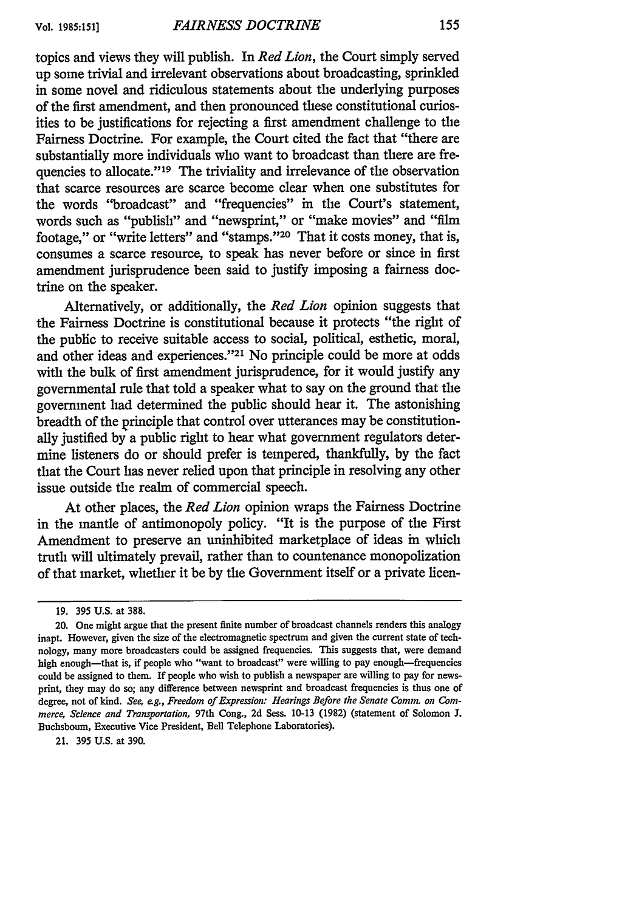topics and views they will publish. In *Red Lion*, the Court simply served up some trivial and irrelevant observations about broadcasting, sprinkled in some novel and ridiculous statements about the underlying purposes of the first amendment, and then pronounced these constitutional curiosities to be justifications for rejecting a first amendment challenge to the Fairness Doctrine. For example, the Court cited the fact that "there are substantially more individuals who want to broadcast than there are frequencies to allocate."[19] The triviality and irrelevance of the observation that scarce resources are scarce become clear when one substitutes for the words "broadcast" and "frequencies" in the Court's statement, words such as "publish" and "newsprint," or "make movies" and "film footage," or "write letters" and "stamps."[20] That it costs money, that is, consumes a scarce resource, to speak has never before or since in first amendment jurisprudence been said to justify imposing a fairness doctrine on the speaker.

Alternatively, or additionally, the *Red Lion* opinion suggests that the Fairness Doctrine is constitutional because it protects "the right of the public to receive suitable access to social, political, esthetic, moral, and other ideas and experiences."[21] No principle could be more at odds with the bulk of first amendment jurisprudence, for it would justify any governmental rule that told a speaker what to say on the ground that the government had determined the public should hear it. The astonishing breadth of the principle that control over utterances may be constitutionally justified by a public right to hear what government regulators determine listeners do or should prefer is tempered, thankfully, by the fact that the Court has never relied upon that principle in resolving any other issue outside the realm of commercial speech.

At other places, the *Red Lion* opinion wraps the Fairness Doctrine in the mantle of antimonopoly policy. "It is the purpose of the First Amendment to preserve an uninhibited marketplace of ideas in which truth will ultimately prevail, rather than to countenance monopolization of that market, whether it be by the Government itself or a private licen-

---

19. 395 U.S. at 388.

20. One might argue that the present finite number of broadcast channels renders this analogy inapt. However, given the size of the electromagnetic spectrum and given the current state of technology, many more broadcasters could be assigned frequencies. This suggests that, were demand high enough—that is, if people who "want to broadcast" were willing to pay enough—frequencies could be assigned to them. If people who wish to publish a newspaper are willing to pay for newsprint, they may do so; any difference between newsprint and broadcast frequencies is thus one of degree, not of kind. *See, e.g.*, *Freedom of Expression: Hearings Before the Senate Comm. on Commerce, Science and Transportation*, 97th Cong., 2d Sess. 10-13 (1982) (statement of Solomon J. Buchsbaum, Executive Vice President, Bell Telephone Laboratories).

21. 395 U.S. at 390.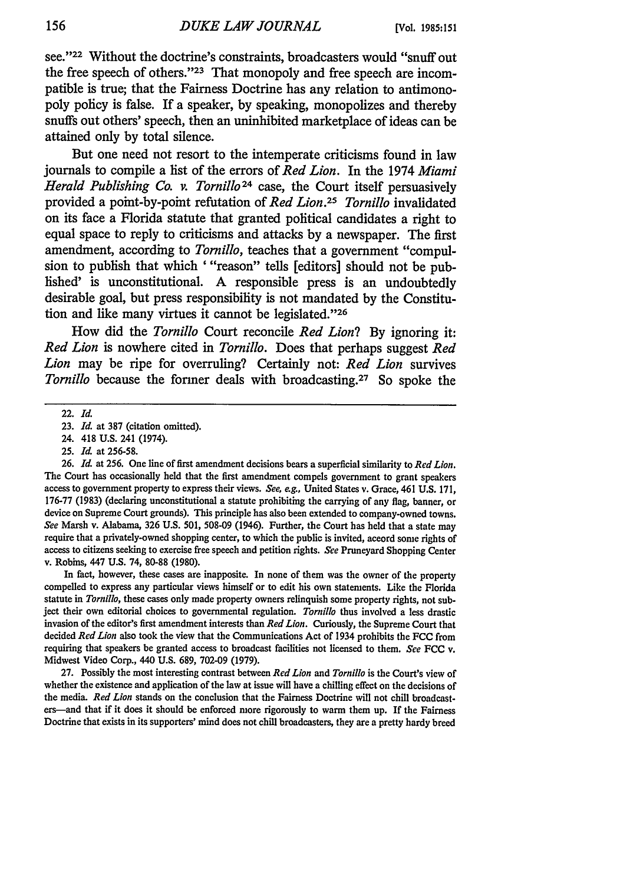see."[22] Without the doctrine's constraints, broadcasters would "snuff out the free speech of others."[23] That monopoly and free speech are incompatible is true; that the Fairness Doctrine has any relation to antimonopoly policy is false. If a speaker, by speaking, monopolizes and thereby snuffs out others' speech, then an uninhibited marketplace of ideas can be attained only by total silence.

But one need not resort to the intemperate criticisms found in law journals to compile a list of the errors of *Red Lion*. In the 1974 *Miami Herald Publishing Co. v. Tornillo*[24] case, the Court itself persuasively provided a point-by-point refutation of *Red Lion*.[25] *Tornillo* invalidated on its face a Florida statute that granted political candidates a right to equal space to reply to criticisms and attacks by a newspaper. The first amendment, according to *Tornillo*, teaches that a government "compulsion to publish that which ' "reason" tells [editors] should not be published' is unconstitutional. A responsible press is an undoubtedly desirable goal, but press responsibility is not mandated by the Constitution and like many virtues it cannot be legislated."[26]

How did the *Tornillo* Court reconcile *Red Lion*? By ignoring it: *Red Lion* is nowhere cited in *Tornillo*. Does that perhaps suggest *Red Lion* may be ripe for overruling? Certainly not: *Red Lion* survives *Tornillo* because the former deals with broadcasting.[27] So spoke the

---

22. *Id.*

23. *Id.* at 387 (citation omitted).

24. 418 U.S. 241 (1974).

25. *Id.* at 256-58.

26. *Id.* at 256. One line of first amendment decisions bears a superficial similarity to *Red Lion*. The Court has occasionally held that the first amendment compels government to grant speakers access to government property to express their views. *See, e.g.*, United States v. Grace, 461 U.S. 171, 176-77 (1983) (declaring unconstitutional a statute prohibiting the carrying of any flag, banner, or device on Supreme Court grounds). This principle has also been extended to company-owned towns. *See* Marsh v. Alabama, 326 U.S. 501, 508-09 (1946). Further, the Court has held that a state may require that a privately-owned shopping center, to which the public is invited, accord some rights of access to citizens seeking to exercise free speech and petition rights. *See* Pruneyard Shopping Center v. Robins, 447 U.S. 74, 80-88 (1980).

In fact, however, these cases are inapposite. In none of them was the owner of the property compelled to express any particular views himself or to edit his own statements. Like the Florida statute in *Tornillo*, these cases only made property owners relinquish some property rights, not subject their own editorial choices to governmental regulation. *Tornillo* thus involved a less drastic invasion of the editor's first amendment interests than *Red Lion*. Curiously, the Supreme Court that decided *Red Lion* also took the view that the Communications Act of 1934 prohibits the FCC from requiring that speakers be granted access to broadcast facilities not licensed to them. *See* FCC v. Midwest Video Corp., 440 U.S. 689, 702-09 (1979).

27. Possibly the most interesting contrast between *Red Lion* and *Tornillo* is the Court's view of whether the existence and application of the law at issue will have a chilling effect on the decisions of the media. *Red Lion* stands on the conclusion that the Fairness Doctrine will not chill broadcasters—and that if it does it should be enforced more rigorously to warm them up. If the Fairness Doctrine that exists in its supporters' mind does not chill broadcasters, they are a pretty hardy breed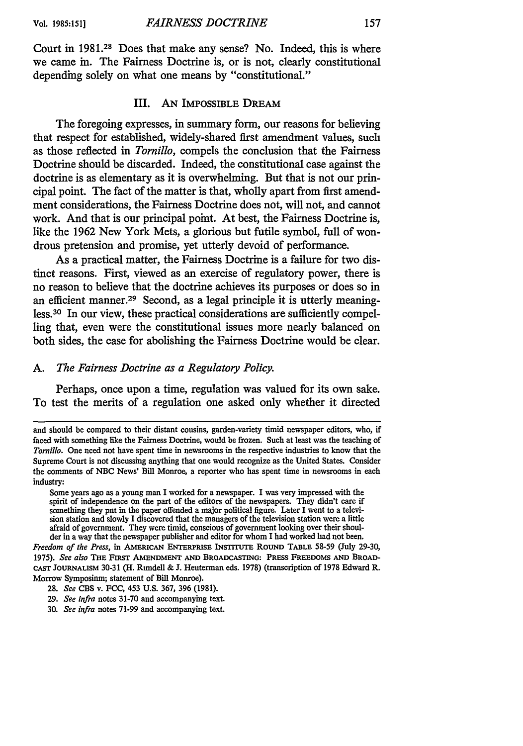Court in 1981.[28] Does that make any sense? No. Indeed, this is where we came in. The Fairness Doctrine is, or is not, clearly constitutional depending solely on what one means by "constitutional."

## III. An Impossible Dream

The foregoing expresses, in summary form, our reasons for believing that respect for established, widely-shared first amendment values, such as those reflected in *Tornillo*, compels the conclusion that the Fairness Doctrine should be discarded. Indeed, the constitutional case against the doctrine is as elementary as it is overwhelming. But that is not our principal point. The fact of the matter is that, wholly apart from first amendment considerations, the Fairness Doctrine does not, will not, and cannot work. And that is our principal point. At best, the Fairness Doctrine is, like the 1962 New York Mets, a glorious but futile symbol, full of wondrous pretension and promise, yet utterly devoid of performance.

As a practical matter, the Fairness Doctrine is a failure for two distinct reasons. First, viewed as an exercise of regulatory power, there is no reason to believe that the doctrine achieves its purposes or does so in an efficient manner.[29] Second, as a legal principle it is utterly meaningless.[30] In our view, these practical considerations are sufficiently compelling that, even were the constitutional issues more nearly balanced on both sides, the case for abolishing the Fairness Doctrine would be clear.

### A. *The Fairness Doctrine as a Regulatory Policy.*

Perhaps, once upon a time, regulation was valued for its own sake. To test the merits of a regulation one asked only whether it directed

---

and should be compared to their distant cousins, garden-variety timid newspaper editors, who, if faced with something like the Fairness Doctrine, would be frozen. Such at least was the teaching of *Tornillo*. One need not have spent time in newsrooms in the respective industries to know that the Supreme Court is not discussing anything that one would recognize as the United States. Consider the comments of NBC News' Bill Monroe, a reporter who has spent time in newsrooms in each industry:

> Some years ago as a young man I worked for a newspaper. I was very impressed with the spirit of independence on the part of the editors of the newspapers. They didn't care if something they put in the paper offended a major political figure. Later I went to a television station and slowly I discovered that the managers of the television station were a little afraid of government. They were timid, conscious of government looking over their shoulder in a way that the newspaper publisher and editor for whom I had worked had not been.

*Freedom of the Press*, in American Enterprise Institute Round Table 58-59 (July 29-30, 1975). *See also* The First Amendment and Broadcasting: Press Freedoms and Broadcast Journalism 30-31 (H. Rimdell & J. Heuterman eds. 1978) (transcription of 1978 Edward R. Morrow Symposium; statement of Bill Monroe).

28. *See* CBS v. FCC, 453 U.S. 367, 396 (1981).

29. *See infra* notes 31-70 and accompanying text.

30. *See infra* notes 71-99 and accompanying text.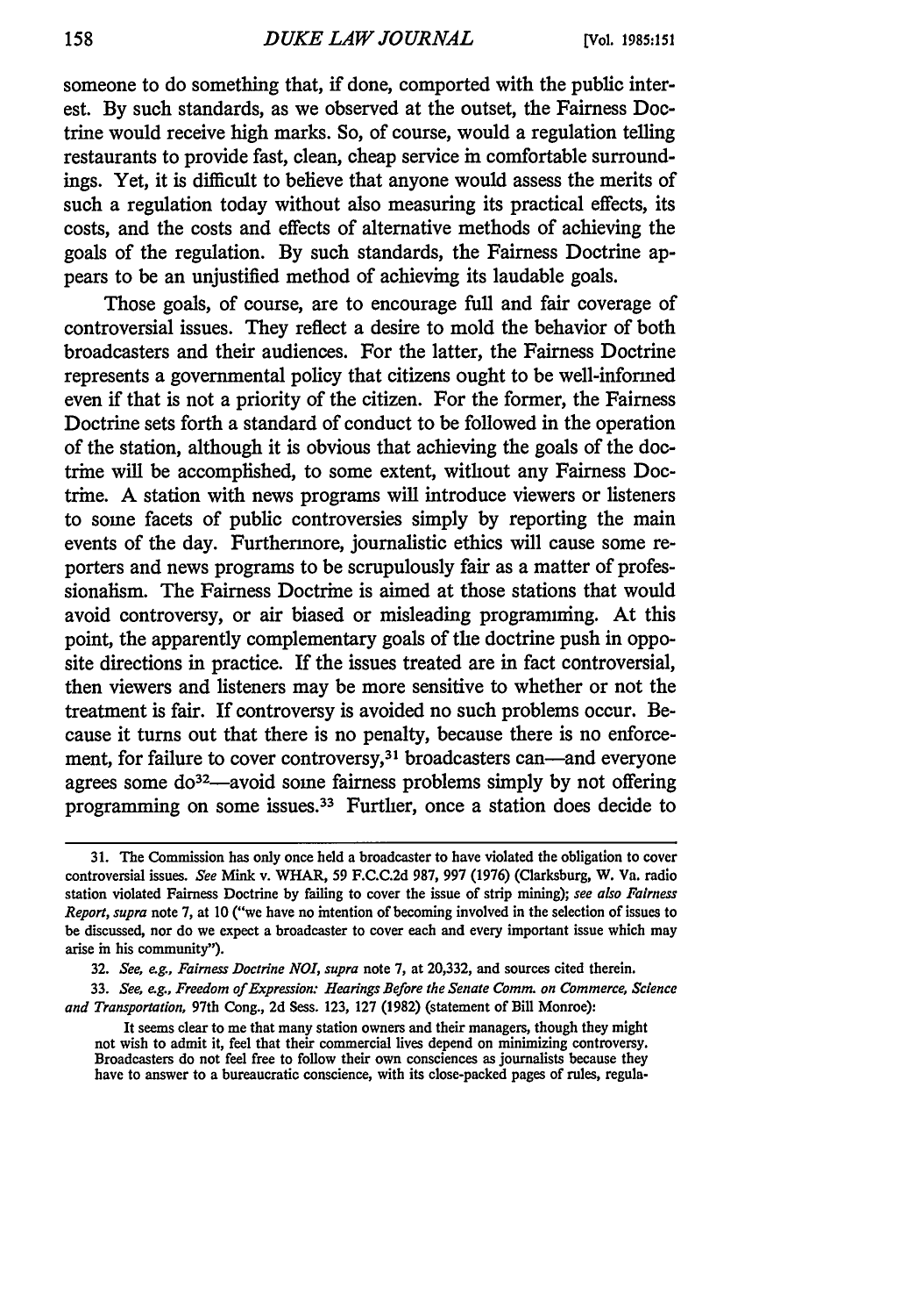someone to do something that, if done, comported with the public interest. By such standards, as we observed at the outset, the Fairness Doctrine would receive high marks. So, of course, would a regulation telling restaurants to provide fast, clean, cheap service in comfortable surroundings. Yet, it is difficult to believe that anyone would assess the merits of such a regulation today without also measuring its practical effects, its costs, and the costs and effects of alternative methods of achieving the goals of the regulation. By such standards, the Fairness Doctrine appears to be an unjustified method of achieving its laudable goals.

Those goals, of course, are to encourage full and fair coverage of controversial issues. They reflect a desire to mold the behavior of both broadcasters and their audiences. For the latter, the Fairness Doctrine represents a governmental policy that citizens ought to be well-informed even if that is not a priority of the citizen. For the former, the Fairness Doctrine sets forth a standard of conduct to be followed in the operation of the station, although it is obvious that achieving the goals of the doctrine will be accomplished, to some extent, without any Fairness Doctrine. A station with news programs will introduce viewers or listeners to some facets of public controversies simply by reporting the main events of the day. Furthermore, journalistic ethics will cause some reporters and news programs to be scrupulously fair as a matter of professionalism. The Fairness Doctrine is aimed at those stations that would avoid controversy, or air biased or misleading programming. At this point, the apparently complementary goals of the doctrine push in opposite directions in practice. If the issues treated are in fact controversial, then viewers and listeners may be more sensitive to whether or not the treatment is fair. If controversy is avoided no such problems occur. Because it turns out that there is no penalty, because there is no enforcement, for failure to cover controversy,[31] broadcasters can—and everyone agrees some do[32]—avoid some fairness problems simply by not offering programming on some issues.[33] Further, once a station does decide to

---

31. The Commission has only once held a broadcaster to have violated the obligation to cover controversial issues. *See* Mink v. WHAR, 59 F.C.C.2d 987, 997 (1976) (Clarksburg, W. Va. radio station violated Fairness Doctrine by failing to cover the issue of strip mining); *see also Fairness Report*, *supra* note 7, at 10 ("we have no intention of becoming involved in the selection of issues to be discussed, nor do we expect a broadcaster to cover each and every important issue which may arise in his community").

32. *See, e.g., Fairness Doctrine NOI*, *supra* note 7, at 20,332, and sources cited therein.

33. *See, e.g., Freedom of Expression: Hearings Before the Senate Comm. on Commerce, Science and Transportation*, 97th Cong., 2d Sess. 123, 127 (1982) (statement of Bill Monroe):

> It seems clear to me that many station owners and their managers, though they might not wish to admit it, feel that their commercial lives depend on minimizing controversy. Broadcasters do not feel free to follow their own consciences as journalists because they have to answer to a bureaucratic conscience, with its close-packed pages of rules, regula-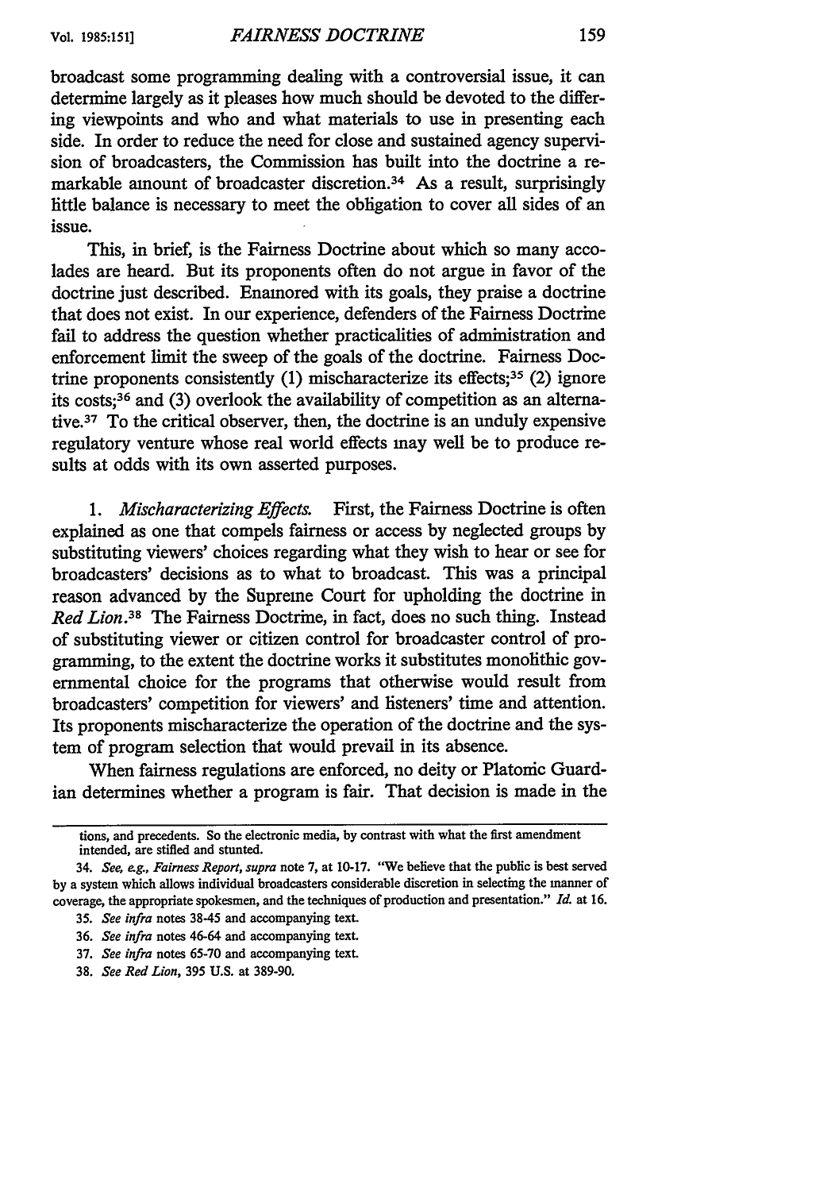broadcast some programming dealing with a controversial issue, it can determine largely as it pleases how much should be devoted to the differing viewpoints and who and what materials to use in presenting each side. In order to reduce the need for close and sustained agency supervision of broadcasters, the Commission has built into the doctrine a remarkable amount of broadcaster discretion.[34] As a result, surprisingly little balance is necessary to meet the obligation to cover all sides of an issue.

This, in brief, is the Fairness Doctrine about which so many accolades are heard. But its proponents often do not argue in favor of the doctrine just described. Enamored with its goals, they praise a doctrine that does not exist. In our experience, defenders of the Fairness Doctrine fail to address the question whether practicalities of administration and enforcement limit the sweep of the goals of the doctrine. Fairness Doctrine proponents consistently (1) mischaracterize its effects;[35] (2) ignore its costs;[36] and (3) overlook the availability of competition as an alternative.[37] To the critical observer, then, the doctrine is an unduly expensive regulatory venture whose real world effects may well be to produce results at odds with its own asserted purposes.

1. *Mischaracterizing Effects.* First, the Fairness Doctrine is often explained as one that compels fairness or access by neglected groups by substituting viewers' choices regarding what they wish to hear or see for broadcasters' decisions as to what to broadcast. This was a principal reason advanced by the Supreme Court for upholding the doctrine in *Red Lion*.[38] The Fairness Doctrine, in fact, does no such thing. Instead of substituting viewer or citizen control for broadcaster control of programming, to the extent the doctrine works it substitutes monolithic governmental choice for the programs that otherwise would result from broadcasters' competition for viewers' and listeners' time and attention. Its proponents mischaracterize the operation of the doctrine and the system of program selection that would prevail in its absence.

When fairness regulations are enforced, no deity or Platonic Guardian determines whether a program is fair. That decision is made in the

---

tions, and precedents. So the electronic media, by contrast with what the first amendment intended, are stifled and stunted.

34. *See, e.g., Fairness Report, supra* note 7, at 10-17. "We believe that the public is best served by a system which allows individual broadcasters considerable discretion in selecting the manner of coverage, the appropriate spokesmen, and the techniques of production and presentation." *Id.* at 16.

35. *See infra* notes 38-45 and accompanying text.

36. *See infra* notes 46-64 and accompanying text.

37. *See infra* notes 65-70 and accompanying text.

38. *See Red Lion*, 395 U.S. at 389-90.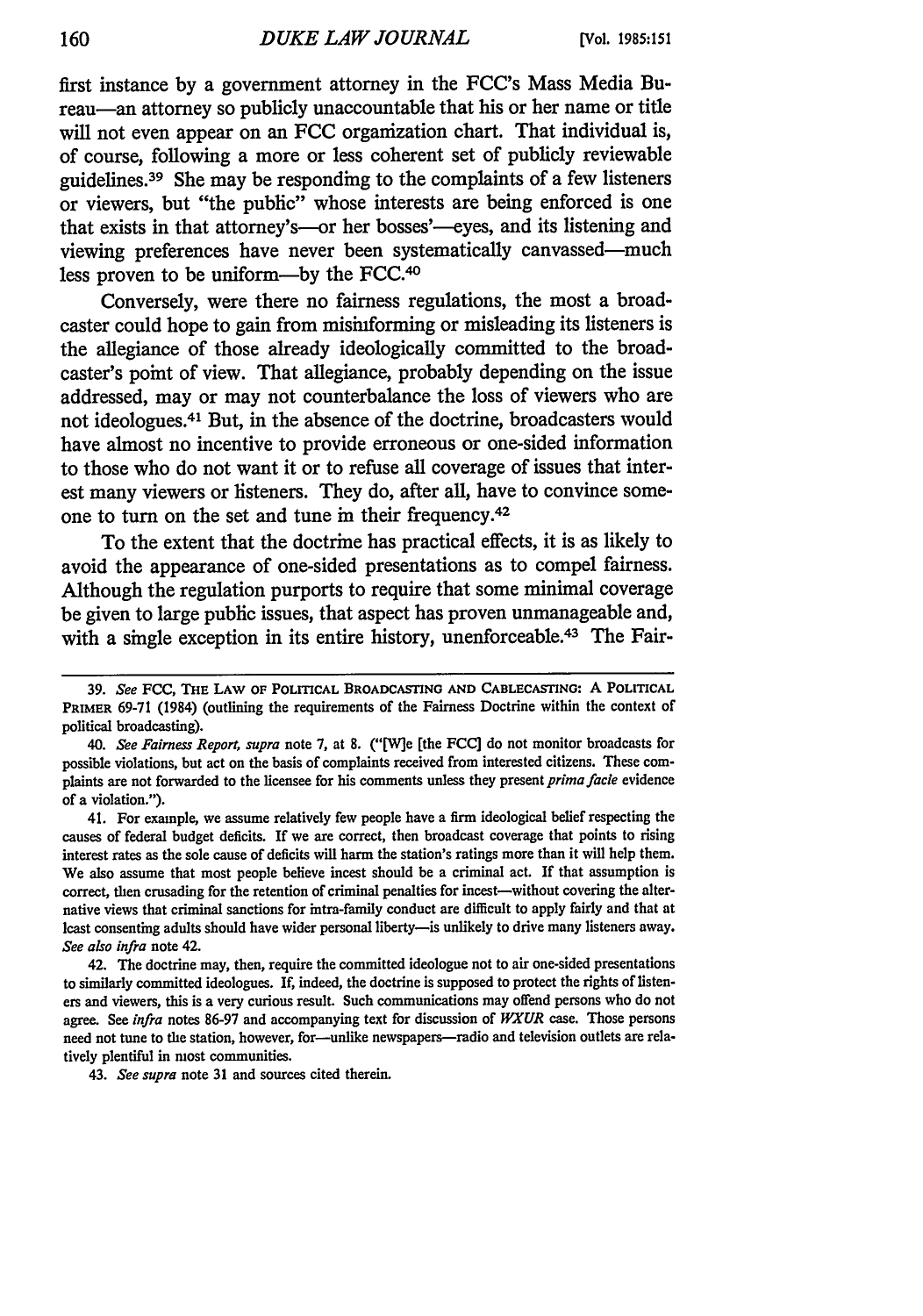first instance by a government attorney in the FCC's Mass Media Bureau—an attorney so publicly unaccountable that his or her name or title will not even appear on an FCC organization chart. That individual is, of course, following a more or less coherent set of publicly reviewable guidelines.[39] She may be responding to the complaints of a few listeners or viewers, but "the public" whose interests are being enforced is one that exists in that attorney's—or her bosses'—eyes, and its listening and viewing preferences have never been systematically canvassed—much less proven to be uniform—by the FCC.[40]

Conversely, were there no fairness regulations, the most a broadcaster could hope to gain from misinforming or misleading its listeners is the allegiance of those already ideologically committed to the broadcaster's point of view. That allegiance, probably depending on the issue addressed, may or may not counterbalance the loss of viewers who are not ideologues.[41] But, in the absence of the doctrine, broadcasters would have almost no incentive to provide erroneous or one-sided information to those who do not want it or to refuse all coverage of issues that interest many viewers or listeners. They do, after all, have to convince someone to turn on the set and tune in their frequency.[42]

To the extent that the doctrine has practical effects, it is as likely to avoid the appearance of one-sided presentations as to compel fairness. Although the regulation purports to require that some minimal coverage be given to large public issues, that aspect has proven unmanageable and, with a single exception in its entire history, unenforceable.[43] The Fair-

---

39. *See* FCC, THE LAW OF POLITICAL BROADCASTING AND CABLECASTING: A POLITICAL PRIMER 69-71 (1984) (outlining the requirements of the Fairness Doctrine within the context of political broadcasting).

40. *See Fairness Report, supra* note 7, at 8. ("[W]e [the FCC] do not monitor broadcasts for possible violations, but act on the basis of complaints received from interested citizens. These complaints are not forwarded to the licensee for his comments unless they present *prima facie* evidence of a violation.").

41. For example, we assume relatively few people have a firm ideological belief respecting the causes of federal budget deficits. If we are correct, then broadcast coverage that points to rising interest rates as the sole cause of deficits will harm the station's ratings more than it will help them. We also assume that most people believe incest should be a criminal act. If that assumption is correct, then crusading for the retention of criminal penalties for incest—without covering the alternative views that criminal sanctions for intra-family conduct are difficult to apply fairly and that at least consenting adults should have wider personal liberty—is unlikely to drive many listeners away. *See also infra* note 42.

42. The doctrine may, then, require the committed ideologue not to air one-sided presentations to similarly committed ideologues. If, indeed, the doctrine is supposed to protect the rights of listeners and viewers, this is a very curious result. Such communications may offend persons who do not agree. See *infra* notes 86-97 and accompanying text for discussion of *WXUR* case. Those persons need not tune to the station, however, for—unlike newspapers—radio and television outlets are relatively plentiful in most communities.

43. *See supra* note 31 and sources cited therein.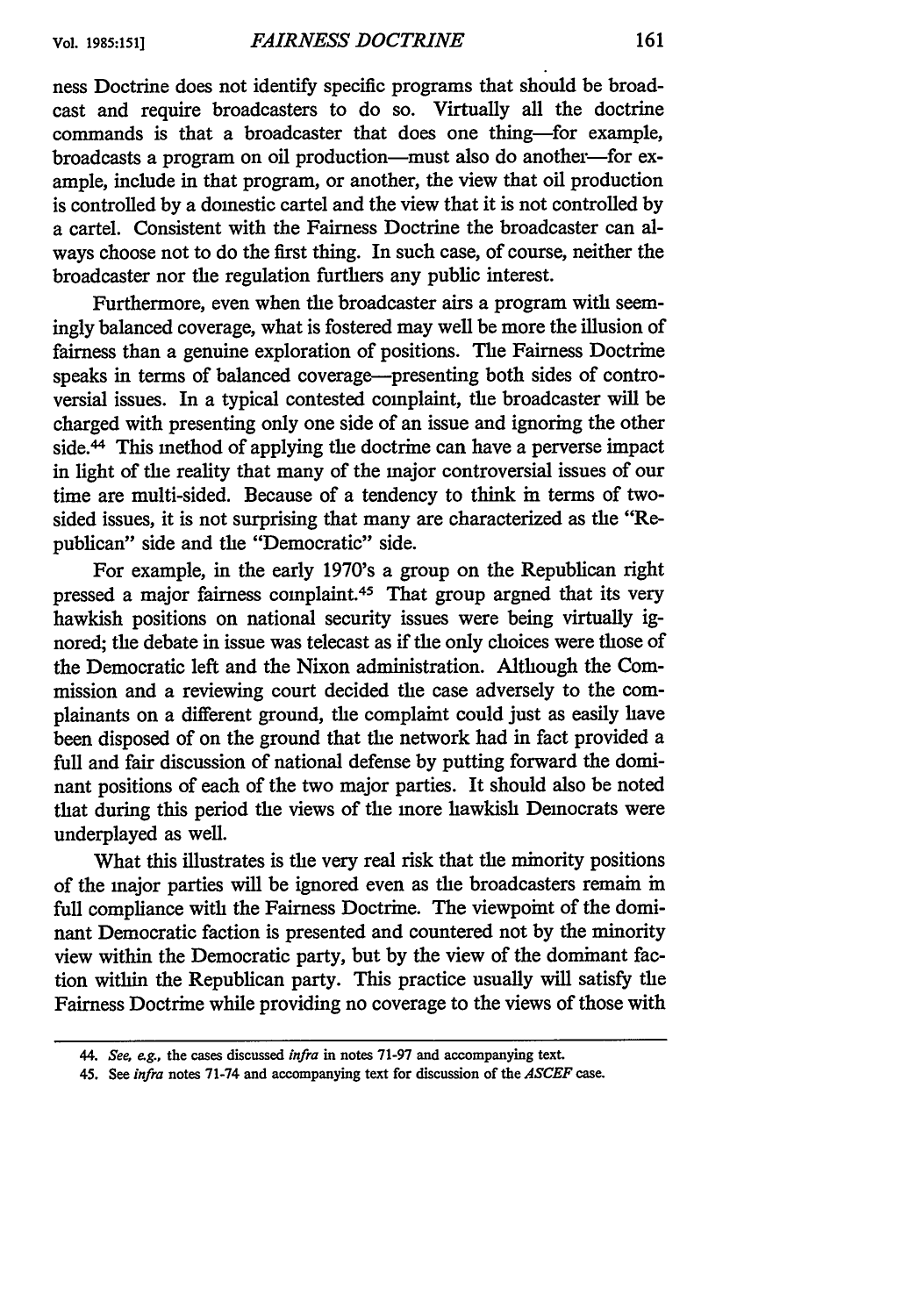ness Doctrine does not identify specific programs that should be broadcast and require broadcasters to do so. Virtually all the doctrine commands is that a broadcaster that does one thing—for example, broadcasts a program on oil production—must also do another—for example, include in that program, or another, the view that oil production is controlled by a domestic cartel and the view that it is not controlled by a cartel. Consistent with the Fairness Doctrine the broadcaster can always choose not to do the first thing. In such case, of course, neither the broadcaster nor the regulation furthers any public interest.

Furthermore, even when the broadcaster airs a program with seemingly balanced coverage, what is fostered may well be more the illusion of fairness than a genuine exploration of positions. The Fairness Doctrine speaks in terms of balanced coverage—presenting both sides of controversial issues. In a typical contested complaint, the broadcaster will be charged with presenting only one side of an issue and ignoring the other side.[44] This method of applying the doctrine can have a perverse impact in light of the reality that many of the major controversial issues of our time are multi-sided. Because of a tendency to think in terms of two-sided issues, it is not surprising that many are characterized as the "Republican" side and the "Democratic" side.

For example, in the early 1970's a group on the Republican right pressed a major fairness complaint.[45] That group argued that its very hawkish positions on national security issues were being virtually ignored; the debate in issue was telecast as if the only choices were those of the Democratic left and the Nixon administration. Although the Commission and a reviewing court decided the case adversely to the complainants on a different ground, the complaint could just as easily have been disposed of on the ground that the network had in fact provided a full and fair discussion of national defense by putting forward the dominant positions of each of the two major parties. It should also be noted that during this period the views of the more hawkish Democrats were underplayed as well.

What this illustrates is the very real risk that the minority positions of the major parties will be ignored even as the broadcasters remain in full compliance with the Fairness Doctrine. The viewpoint of the dominant Democratic faction is presented and countered not by the minority view within the Democratic party, but by the view of the dominant faction within the Republican party. This practice usually will satisfy the Fairness Doctrine while providing no coverage to the views of those with

---

44. *See, e.g.*, the cases discussed *infra* in notes 71-97 and accompanying text.

45. See *infra* notes 71-74 and accompanying text for discussion of the *ASCEF* case.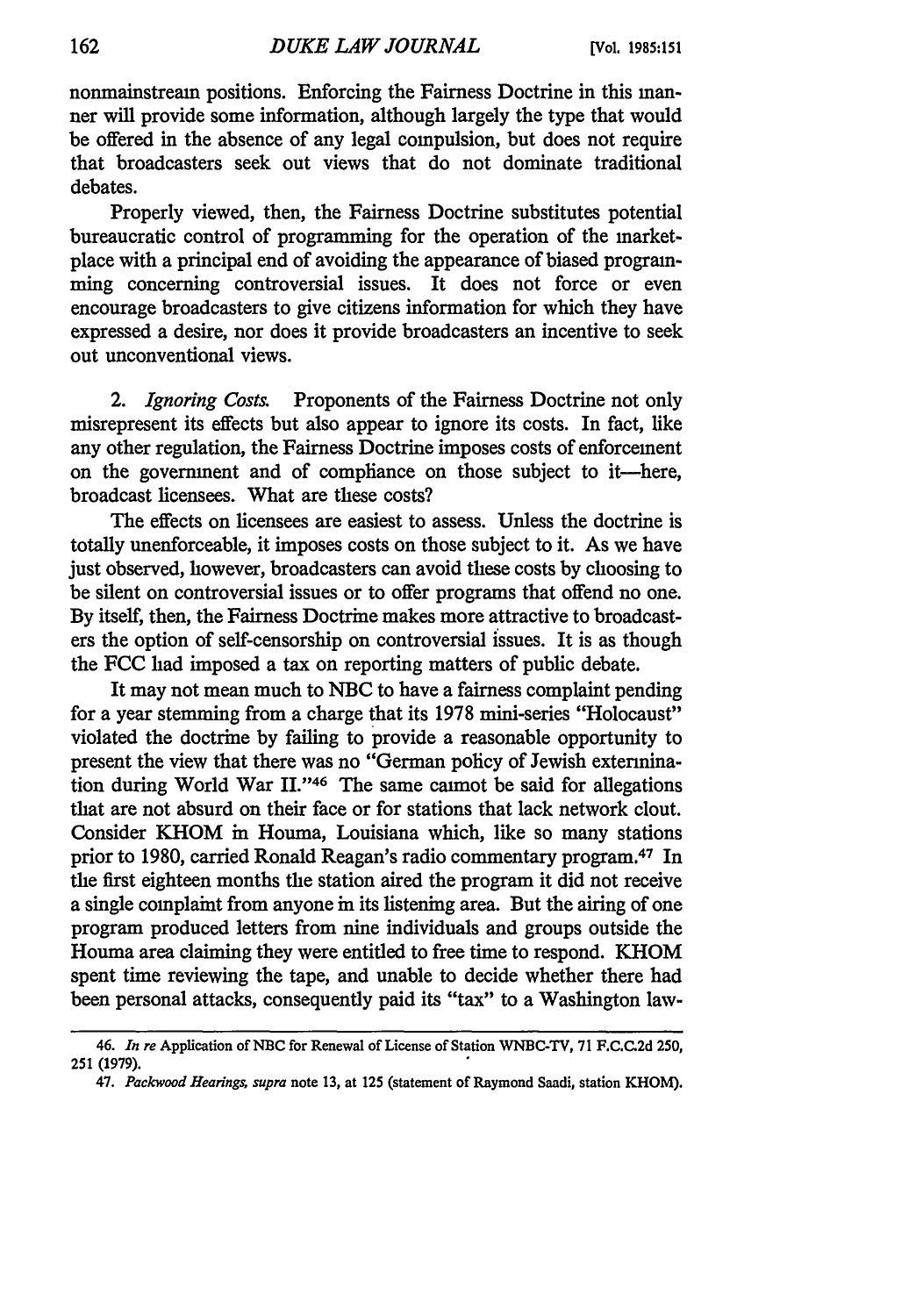nonmainstream positions. Enforcing the Fairness Doctrine in this manner will provide some information, although largely the type that would be offered in the absence of any legal compulsion, but does not require that broadcasters seek out views that do not dominate traditional debates.

Properly viewed, then, the Fairness Doctrine substitutes potential bureaucratic control of programming for the operation of the marketplace with a principal end of avoiding the appearance of biased programming concerning controversial issues. It does not force or even encourage broadcasters to give citizens information for which they have expressed a desire, nor does it provide broadcasters an incentive to seek out unconventional views.

2. *Ignoring Costs.* Proponents of the Fairness Doctrine not only misrepresent its effects but also appear to ignore its costs. In fact, like any other regulation, the Fairness Doctrine imposes costs of enforcement on the government and of compliance on those subject to it—here, broadcast licensees. What are these costs?

The effects on licensees are easiest to assess. Unless the doctrine is totally unenforceable, it imposes costs on those subject to it. As we have just observed, however, broadcasters can avoid these costs by choosing to be silent on controversial issues or to offer programs that offend no one. By itself, then, the Fairness Doctrine makes more attractive to broadcasters the option of self-censorship on controversial issues. It is as though the FCC had imposed a tax on reporting matters of public debate.

It may not mean much to NBC to have a fairness complaint pending for a year stemming from a charge that its 1978 mini-series "Holocaust" violated the doctrine by failing to provide a reasonable opportunity to present the view that there was no "German policy of Jewish extermination during World War II."[46] The same cannot be said for allegations that are not absurd on their face or for stations that lack network clout. Consider KHOM in Houma, Louisiana which, like so many stations prior to 1980, carried Ronald Reagan's radio commentary program.[47] In the first eighteen months the station aired the program it did not receive a single complaint from anyone in its listening area. But the airing of one program produced letters from nine individuals and groups outside the Houma area claiming they were entitled to free time to respond. KHOM spent time reviewing the tape, and unable to decide whether there had been personal attacks, consequently paid its "tax" to a Washington law-

---

46. *In re* Application of NBC for Renewal of License of Station WNBC-TV, 71 F.C.C.2d 250, 251 (1979).

47. *Packwood Hearings, supra* note 13, at 125 (statement of Raymond Saadi, station KHOM).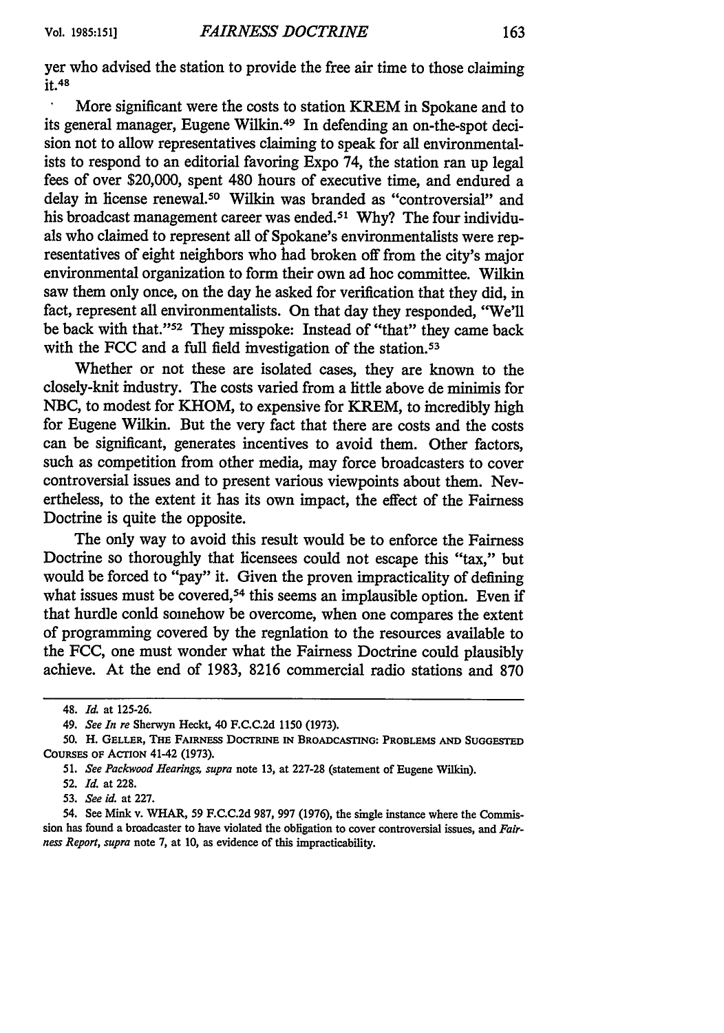yer who advised the station to provide the free air time to those claiming it.[48]

More significant were the costs to station KREM in Spokane and to its general manager, Eugene Wilkin.[49] In defending an on-the-spot decision not to allow representatives claiming to speak for all environmentalists to respond to an editorial favoring Expo 74, the station ran up legal fees of over $20,000, spent 480 hours of executive time, and endured a delay in license renewal.[50] Wilkin was branded as "controversial" and his broadcast management career was ended.[51] Why? The four individuals who claimed to represent all of Spokane's environmentalists were representatives of eight neighbors who had broken off from the city's major environmental organization to form their own ad hoc committee. Wilkin saw them only once, on the day he asked for verification that they did, in fact, represent all environmentalists. On that day they responded, "We'll be back with that."[52] They misspoke: Instead of "that" they came back with the FCC and a full field investigation of the station.[53]

Whether or not these are isolated cases, they are known to the closely-knit industry. The costs varied from a little above de minimis for NBC, to modest for KHOM, to expensive for KREM, to incredibly high for Eugene Wilkin. But the very fact that there are costs and the costs can be significant, generates incentives to avoid them. Other factors, such as competition from other media, may force broadcasters to cover controversial issues and to present various viewpoints about them. Nevertheless, to the extent it has its own impact, the effect of the Fairness Doctrine is quite the opposite.

The only way to avoid this result would be to enforce the Fairness Doctrine so thoroughly that licensees could not escape this "tax," but would be forced to "pay" it. Given the proven impracticality of defining what issues must be covered,[54] this seems an implausible option. Even if that hurdle conld somehow be overcome, when one compares the extent of programming covered by the regnlation to the resources available to the FCC, one must wonder what the Fairness Doctrine could plausibly achieve. At the end of 1983, 8216 commercial radio stations and 870

---

48. *Id.* at 125-26.

49. *See In re* Sherwyn Heckt, 40 F.C.C.2d 1150 (1973).

50. H. GELLER, THE FAIRNESS DOCTRINE IN BROADCASTING: PROBLEMS AND SUGGESTED COURSES OF ACTION 41-42 (1973).

51. *See Packwood Hearings, supra* note 13, at 227-28 (statement of Eugene Wilkin).

52. *Id.* at 228.

53. *See id.* at 227.

54. See Mink v. WHAR, 59 F.C.C.2d 987, 997 (1976), the single instance where the Commission has found a broadcaster to have violated the obligation to cover controversial issues, and *Fairness Report, supra* note 7, at 10, as evidence of this impracticability.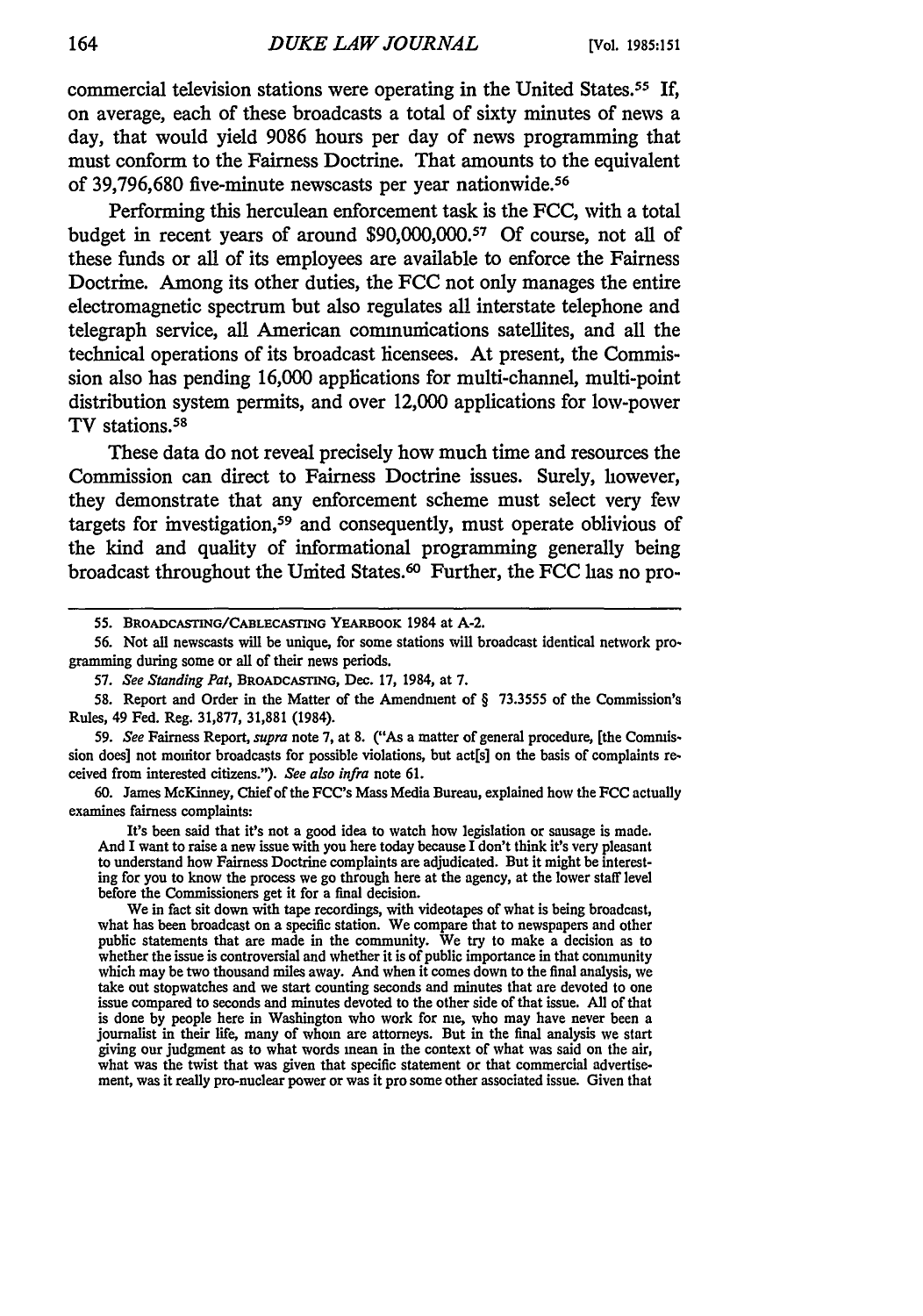commercial television stations were operating in the United States.[55] If, on average, each of these broadcasts a total of sixty minutes of news a day, that would yield 9086 hours per day of news programming that must conform to the Fairness Doctrine. That amounts to the equivalent of 39,796,680 five-minute newscasts per year nationwide.[56]

Performing this herculean enforcement task is the FCC, with a total budget in recent years of around $90,000,000.[57] Of course, not all of these funds or all of its employees are available to enforce the Fairness Doctrine. Among its other duties, the FCC not only manages the entire electromagnetic spectrum but also regulates all interstate telephone and telegraph service, all American communications satellites, and all the technical operations of its broadcast licensees. At present, the Commission also has pending 16,000 applications for multi-channel, multi-point distribution system permits, and over 12,000 applications for low-power TV stations.[58]

These data do not reveal precisely how much time and resources the Commission can direct to Fairness Doctrine issues. Surely, however, they demonstrate that any enforcement scheme must select very few targets for investigation,[59] and consequently, must operate oblivious of the kind and quality of informational programming generally being broadcast throughout the United States.[60] Further, the FCC has no pro-

---

55. BROADCASTING/CABLECASTING YEARBOOK 1984 at A-2.

56. Not all newscasts will be unique, for some stations will broadcast identical network programming during some or all of their news periods.

57. *See Standing Pat*, BROADCASTING, Dec. 17, 1984, at 7.

58. Report and Order in the Matter of the Amendment of § 73.3555 of the Commission's Rules, 49 Fed. Reg. 31,877, 31,881 (1984).

59. *See* Fairness Report, *supra* note 7, at 8. ("As a matter of general procedure, [the Commission does] not monitor broadcasts for possible violations, but act[s] on the basis of complaints received from interested citizens."). *See also infra* note 61.

60. James McKinney, Chief of the FCC's Mass Media Bureau, explained how the FCC actually examines fairness complaints:

> It's been said that it's not a good idea to watch how legislation or sausage is made. And I want to raise a new issue with you here today because I don't think it's very pleasant to understand how Fairness Doctrine complaints are adjudicated. But it might be interesting for you to know the process we go through here at the agency, at the lower staff level before the Commissioners get it for a final decision.
>
> We in fact sit down with tape recordings, with videotapes of what is being broadcast, what has been broadcast on a specific station. We compare that to newspapers and other public statements that are made in the community. We try to make a decision as to whether the issue is controversial and whether it is of public importance in that community which may be two thousand miles away. And when it comes down to the final analysis, we take out stopwatches and we start counting seconds and minutes that are devoted to one issue compared to seconds and minutes devoted to the other side of that issue. All of that is done by people here in Washington who work for me, who may have never been a journalist in their life, many of whom are attorneys. But in the final analysis we start giving our judgment as to what words mean in the context of what was said on the air, what was the twist that was given that specific statement or that commercial advertisement, was it really pro-nuclear power or was it pro some other associated issue. Given that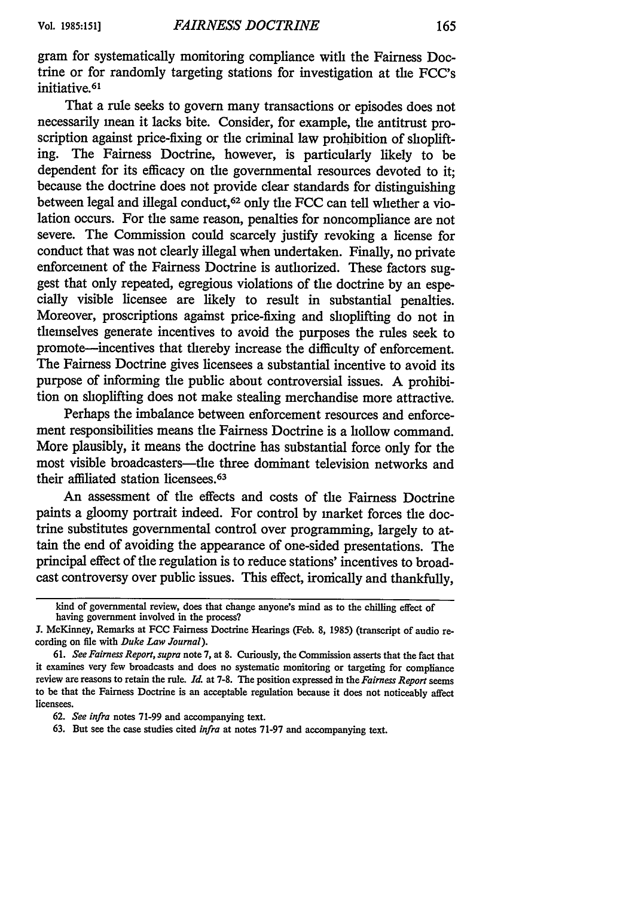gram for systematically monitoring compliance with the Fairness Doctrine or for randomly targeting stations for investigation at the FCC's initiative.[61]

That a rule seeks to govern many transactions or episodes does not necessarily mean it lacks bite. Consider, for example, the antitrust proscription against price-fixing or the criminal law prohibition of shoplifting. The Fairness Doctrine, however, is particularly likely to be dependent for its efficacy on the governmental resources devoted to it; because the doctrine does not provide clear standards for distinguishing between legal and illegal conduct,[62] only the FCC can tell whether a violation occurs. For the same reason, penalties for noncompliance are not severe. The Commission could scarcely justify revoking a license for conduct that was not clearly illegal when undertaken. Finally, no private enforcement of the Fairness Doctrine is authorized. These factors suggest that only repeated, egregious violations of the doctrine by an especially visible licensee are likely to result in substantial penalties. Moreover, proscriptions against price-fixing and shoplifting do not in themselves generate incentives to avoid the purposes the rules seek to promote—incentives that thereby increase the difficulty of enforcement. The Fairness Doctrine gives licensees a substantial incentive to avoid its purpose of informing the public about controversial issues. A prohibition on shoplifting does not make stealing merchandise more attractive.

Perhaps the imbalance between enforcement resources and enforcement responsibilities means the Fairness Doctrine is a hollow command. More plausibly, it means the doctrine has substantial force only for the most visible broadcasters—the three dominant television networks and their affiliated station licensees.[63]

An assessment of the effects and costs of the Fairness Doctrine paints a gloomy portrait indeed. For control by market forces the doctrine substitutes governmental control over programming, largely to attain the end of avoiding the appearance of one-sided presentations. The principal effect of the regulation is to reduce stations' incentives to broadcast controversy over public issues. This effect, ironically and thankfully,

---

kind of governmental review, does that change anyone's mind as to the chilling effect of having government involved in the process?

J. McKinney, Remarks at FCC Fairness Doctrine Hearings (Feb. 8, 1985) (transcript of audio recording on file with *Duke Law Journal*).

61. *See Fairness Report*, *supra* note 7, at 8. Curiously, the Commission asserts that the fact that it examines very few broadcasts and does no systematic monitoring or targeting for compliance review are reasons to retain the rule. *Id.* at 7-8. The position expressed in the *Fairness Report* seems to be that the Fairness Doctrine is an acceptable regulation because it does not noticeably affect licensees.

62. *See infra* notes 71-99 and accompanying text.

63. But see the case studies cited *infra* at notes 71-97 and accompanying text.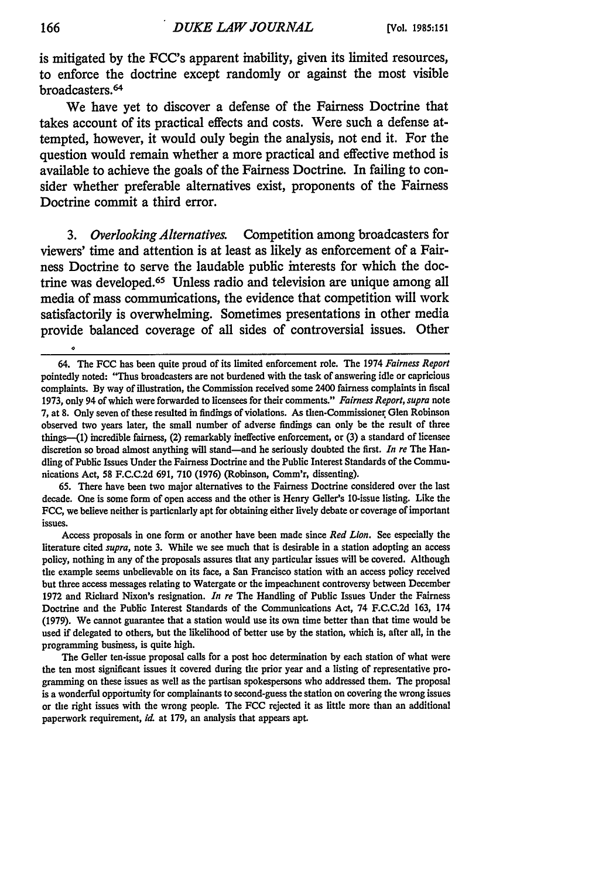is mitigated by the FCC's apparent inability, given its limited resources, to enforce the doctrine except randomly or against the most visible broadcasters.[64]

We have yet to discover a defense of the Fairness Doctrine that takes account of its practical effects and costs. Were such a defense attempted, however, it would ouly begin the analysis, not end it. For the question would remain whether a more practical and effective method is available to achieve the goals of the Fairness Doctrine. In failing to consider whether preferable alternatives exist, proponents of the Fairness Doctrine commit a third error.

3. *Overlooking Alternatives.* Competition among broadcasters for viewers' time and attention is at least as likely as enforcement of a Fairness Doctrine to serve the laudable public interests for which the doctrine was developed.[65] Unless radio and television are unique among all media of mass communications, the evidence that competition will work satisfactorily is overwhelming. Sometimes presentations in other media provide balanced coverage of all sides of controversial issues. Other

---

64. The FCC has been quite proud of its limited enforcement role. The 1974 *Fairness Report* pointedly noted: "Thus broadcasters are not burdened with the task of answering idle or capricious complaints. By way of illustration, the Commission received some 2400 fairness complaints in fiscal 1973, only 94 of which were forwarded to licensees for their comments." *Fairness Report, supra* note 7, at 8. Only seven of these resulted in findings of violations. As then-Commissioner Glen Robinson observed two years later, the small number of adverse findings can only be the result of three things—(1) incredible fairness, (2) remarkably ineffective enforcement, or (3) a standard of licensee discretion so broad almost anything will stand—and he seriously doubted the first. *In re* The Handling of Public Issues Under the Fairness Doctrine and the Public Interest Standards of the Communications Act, 58 F.C.C.2d 691, 710 (1976) (Robinson, Comm'r, dissenting).

65. There have been two major alternatives to the Fairness Doctrine considered over the last decade. One is some form of open access and the other is Henry Geller's 10-issue listing. Like the FCC, we believe neither is particnlarly apt for obtaining either lively debate or coverage of important issues.

Access proposals in one form or another have been made since *Red Lion*. See especially the literature cited *supra*, note 3. While we see much that is desirable in a station adopting an access policy, nothing in any of the proposals assures that any particular issues will be covered. Although the example seems unbelievable on its face, a San Francisco station with an access policy received but three access messages relating to Watergate or the impeachment controversy between December 1972 and Richard Nixon's resignation. *In re* The Handling of Public Issues Under the Fairness Doctrine and the Public Interest Standards of the Communications Act, 74 F.C.C.2d 163, 174 (1979). We cannot guarantee that a station would use its own time better than that time would be used if delegated to others, but the likelihood of better use by the station, which is, after all, in the programming business, is quite high.

The Geller ten-issue proposal calls for a post hoc determination by each station of what were the ten most significant issues it covered during the prior year and a listing of representative programming on these issues as well as the partisan spokespersons who addressed them. The proposal is a wonderful opportunity for complainants to second-guess the station on covering the wrong issues or the right issues with the wrong people. The FCC rejected it as little more than an additional paperwork requirement, *id.* at 179, an analysis that appears apt.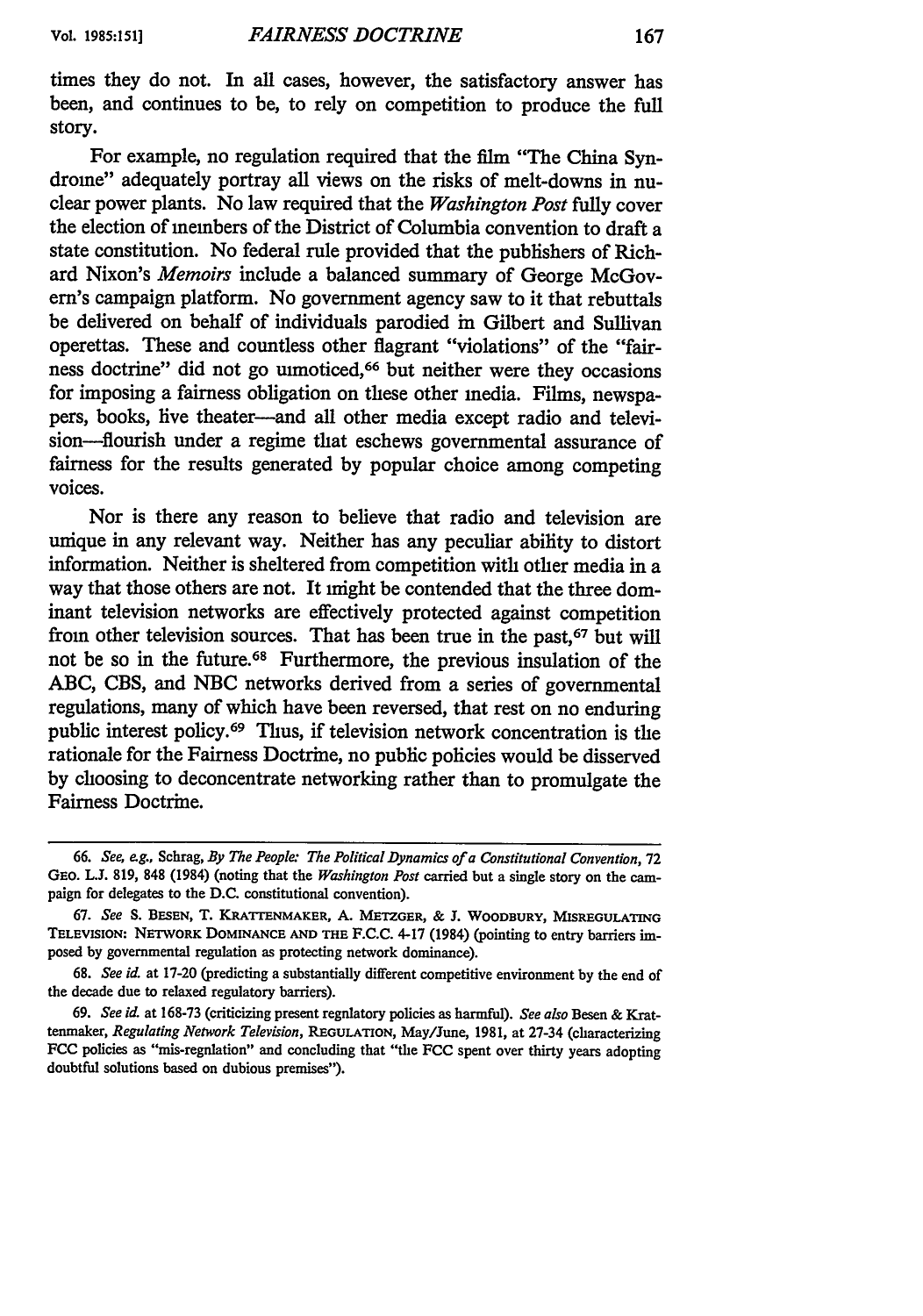times they do not. In all cases, however, the satisfactory answer has been, and continues to be, to rely on competition to produce the full story.

For example, no regulation required that the film "The China Syndrome" adequately portray all views on the risks of melt-downs in nuclear power plants. No law required that the *Washington Post* fully cover the election of members of the District of Columbia convention to draft a state constitution. No federal rule provided that the publishers of Richard Nixon's *Memoirs* include a balanced summary of George McGovern's campaign platform. No government agency saw to it that rebuttals be delivered on behalf of individuals parodied in Gilbert and Sullivan operettas. These and countless other flagrant "violations" of the "fairness doctrine" did not go unnoticed,[66] but neither were they occasions for imposing a fairness obligation on these other media. Films, newspapers, books, live theater—and all other media except radio and television—flourish under a regime that eschews governmental assurance of fairness for the results generated by popular choice among competing voices.

Nor is there any reason to believe that radio and television are unique in any relevant way. Neither has any peculiar ability to distort information. Neither is sheltered from competition with other media in a way that those others are not. It might be contended that the three dominant television networks are effectively protected against competition from other television sources. That has been true in the past,[67] but will not be so in the future.[68] Furthermore, the previous insulation of the ABC, CBS, and NBC networks derived from a series of governmental regulations, many of which have been reversed, that rest on no enduring public interest policy.[69] Thus, if television network concentration is the rationale for the Fairness Doctrine, no public policies would be disserved by choosing to deconcentrate networking rather than to promulgate the Fairness Doctrine.

---

66. *See, e.g.*, Schrag, *By The People: The Political Dynamics of a Constitutional Convention*, 72 GEO. L.J. 819, 848 (1984) (noting that the *Washington Post* carried but a single story on the campaign for delegates to the D.C. constitutional convention).

67. *See* S. BESEN, T. KRATTENMAKER, A. METZGER, & J. WOODBURY, MISREGULATING TELEVISION: NETWORK DOMINANCE AND THE F.C.C. 4-17 (1984) (pointing to entry barriers imposed by governmental regulation as protecting network dominance).

68. *See id.* at 17-20 (predicting a substantially different competitive environment by the end of the decade due to relaxed regulatory barriers).

69. *See id.* at 168-73 (criticizing present regulatory policies as harmful). *See also* Besen & Krattenmaker, *Regulating Network Television*, REGULATION, May/June, 1981, at 27-34 (characterizing FCC policies as "mis-regulation" and concluding that "the FCC spent over thirty years adopting doubtful solutions based on dubious premises").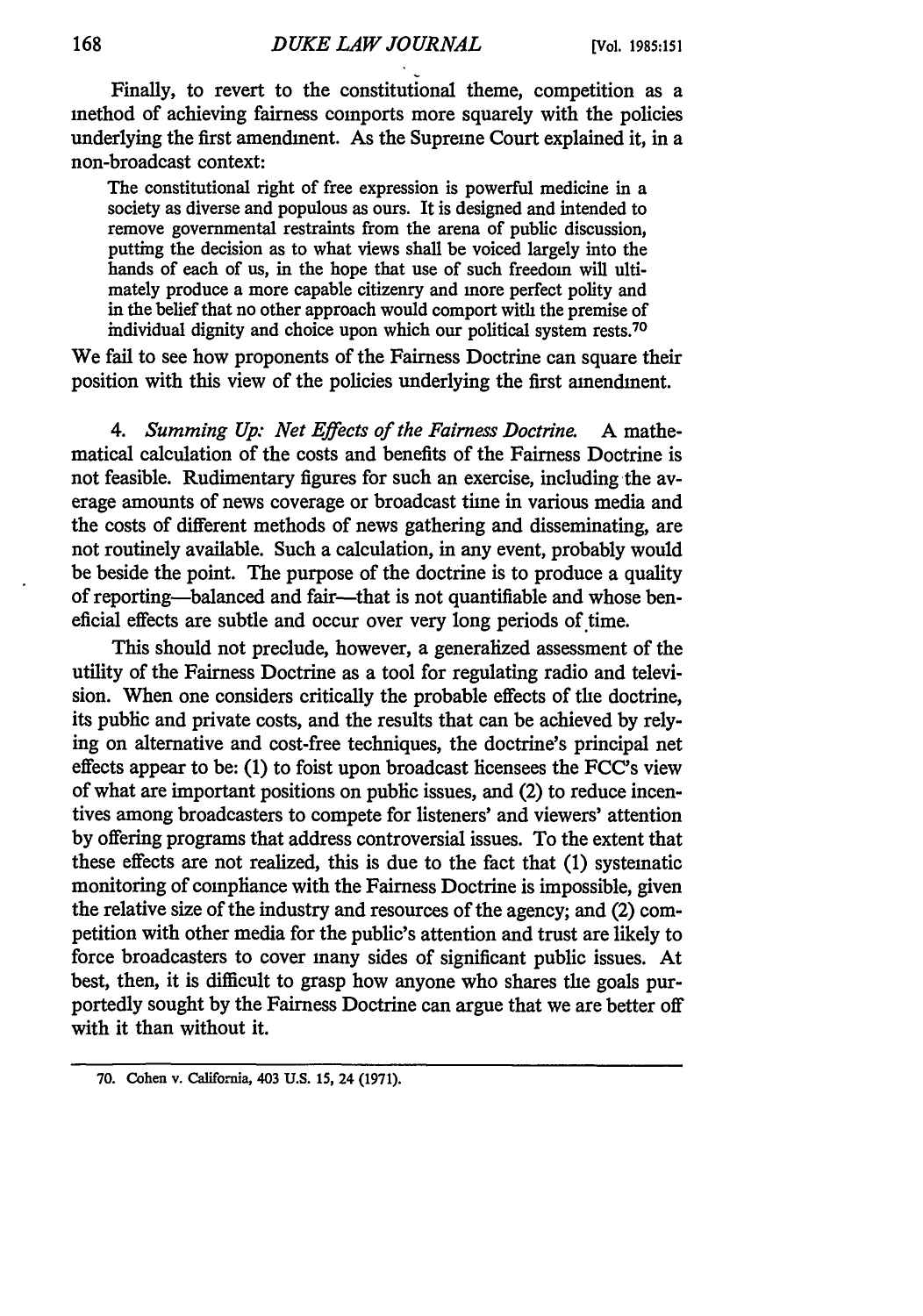Finally, to revert to the constitutional theme, competition as a method of achieving fairness comports more squarely with the policies underlying the first amendment. As the Supreme Court explained it, in a non-broadcast context:

> The constitutional right of free expression is powerful medicine in a society as diverse and populous as ours. It is designed and intended to remove governmental restraints from the arena of public discussion, putting the decision as to what views shall be voiced largely into the hands of each of us, in the hope that use of such freedom will ultimately produce a more capable citizenry and more perfect polity and in the belief that no other approach would comport with the premise of individual dignity and choice upon which our political system rests.[70]

We fail to see how proponents of the Fairness Doctrine can square their position with this view of the policies underlying the first amendment.

4. *Summing Up: Net Effects of the Fairness Doctrine.* A mathematical calculation of the costs and benefits of the Fairness Doctrine is not feasible. Rudimentary figures for such an exercise, including the average amounts of news coverage or broadcast time in various media and the costs of different methods of news gathering and disseminating, are not routinely available. Such a calculation, in any event, probably would be beside the point. The purpose of the doctrine is to produce a quality of reporting—balanced and fair—that is not quantifiable and whose beneficial effects are subtle and occur over very long periods of time.

This should not preclude, however, a generalized assessment of the utility of the Fairness Doctrine as a tool for regulating radio and television. When one considers critically the probable effects of the doctrine, its public and private costs, and the results that can be achieved by relying on alternative and cost-free techniques, the doctrine's principal net effects appear to be: (1) to foist upon broadcast licensees the FCC's view of what are important positions on public issues, and (2) to reduce incentives among broadcasters to compete for listeners' and viewers' attention by offering programs that address controversial issues. To the extent that these effects are not realized, this is due to the fact that (1) systematic monitoring of compliance with the Fairness Doctrine is impossible, given the relative size of the industry and resources of the agency; and (2) competition with other media for the public's attention and trust are likely to force broadcasters to cover many sides of significant public issues. At best, then, it is difficult to grasp how anyone who shares the goals purportedly sought by the Fairness Doctrine can argue that we are better off with it than without it.

---

70. Cohen v. California, 403 U.S. 15, 24 (1971).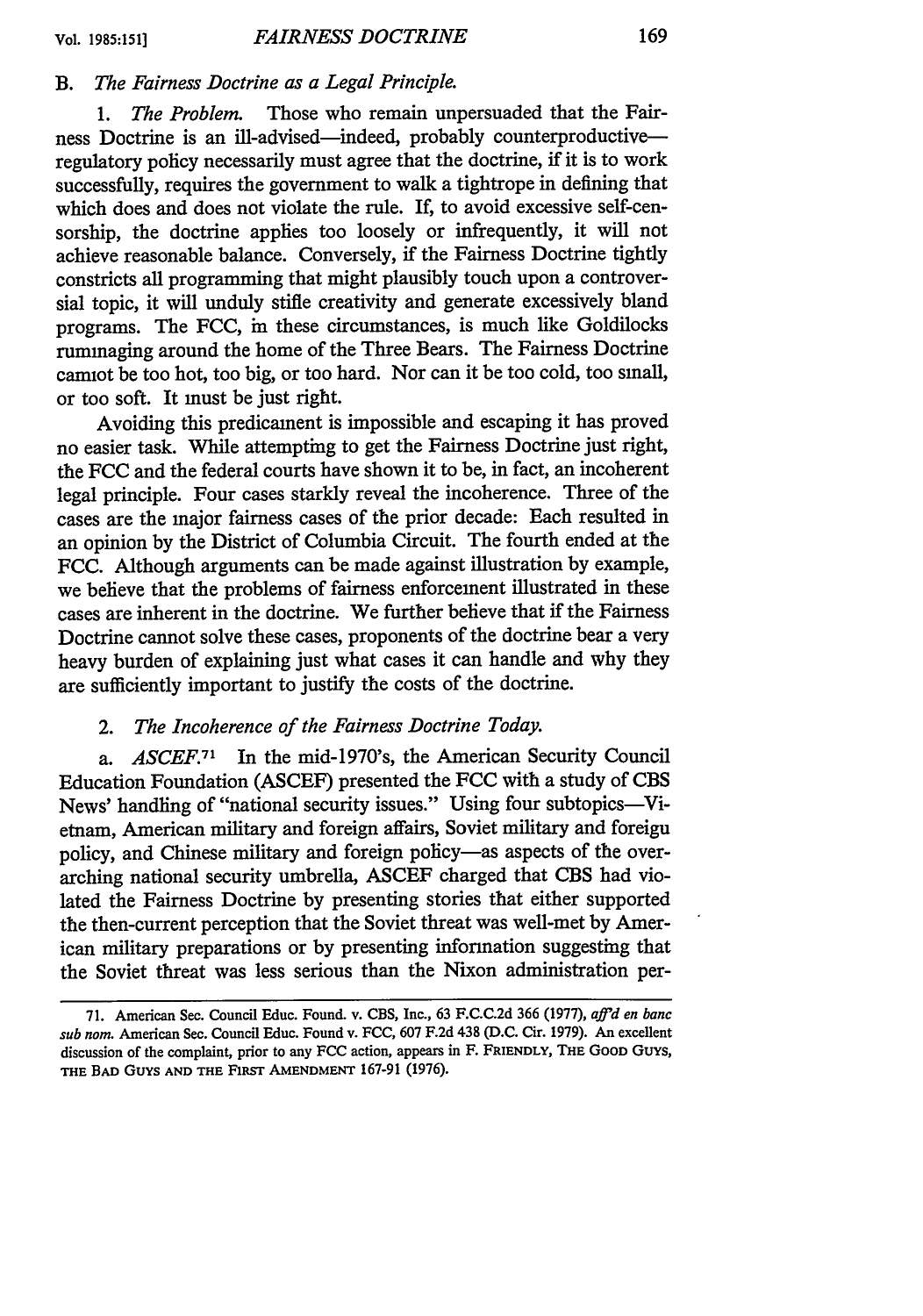### B. *The Fairness Doctrine as a Legal Principle.*

1. *The Problem.* Those who remain unpersuaded that the Fairness Doctrine is an ill-advised—indeed, probably counterproductive—regulatory policy necessarily must agree that the doctrine, if it is to work successfully, requires the government to walk a tightrope in defining that which does and does not violate the rule. If, to avoid excessive self-censorship, the doctrine applies too loosely or infrequently, it will not achieve reasonable balance. Conversely, if the Fairness Doctrine tightly constricts all programming that might plausibly touch upon a controversial topic, it will unduly stifle creativity and generate excessively bland programs. The FCC, in these circumstances, is much like Goldilocks rummaging around the home of the Three Bears. The Fairness Doctrine cannot be too hot, too big, or too hard. Nor can it be too cold, too small, or too soft. It must be just right.

Avoiding this predicament is impossible and escaping it has proved no easier task. While attempting to get the Fairness Doctrine just right, the FCC and the federal courts have shown it to be, in fact, an incoherent legal principle. Four cases starkly reveal the incoherence. Three of the cases are the major fairness cases of the prior decade: Each resulted in an opinion by the District of Columbia Circuit. The fourth ended at the FCC. Although arguments can be made against illustration by example, we believe that the problems of fairness enforcement illustrated in these cases are inherent in the doctrine. We further believe that if the Fairness Doctrine cannot solve these cases, proponents of the doctrine bear a very heavy burden of explaining just what cases it can handle and why they are sufficiently important to justify the costs of the doctrine.

2. *The Incoherence of the Fairness Doctrine Today.*

a. *ASCEF.*[71] In the mid-1970's, the American Security Council Education Foundation (ASCEF) presented the FCC with a study of CBS News' handling of "national security issues." Using four subtopics—Vietnam, American military and foreign affairs, Soviet military and foreign policy, and Chinese military and foreign policy—as aspects of the overarching national security umbrella, ASCEF charged that CBS had violated the Fairness Doctrine by presenting stories that either supported the then-current perception that the Soviet threat was well-met by American military preparations or by presenting information suggesting that the Soviet threat was less serious than the Nixon administration per-

---

71. American Sec. Council Educ. Found. v. CBS, Inc., 63 F.C.C.2d 366 (1977), *aff'd en banc sub nom.* American Sec. Council Educ. Found v. FCC, 607 F.2d 438 (D.C. Cir. 1979). An excellent discussion of the complaint, prior to any FCC action, appears in F. FRIENDLY, THE GOOD GUYS, THE BAD GUYS AND THE FIRST AMENDMENT 167-91 (1976).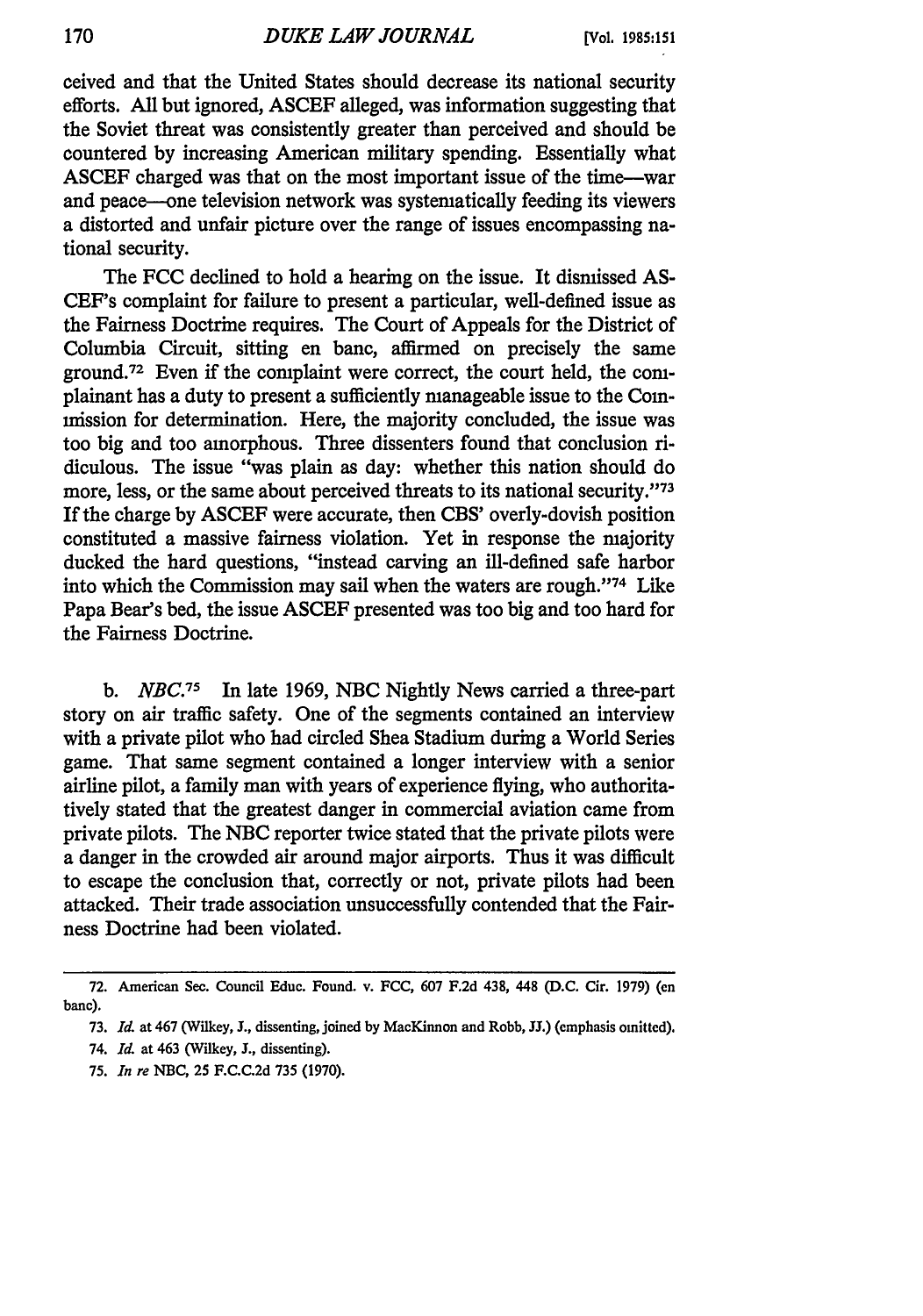ceived and that the United States should decrease its national security efforts. All but ignored, ASCEF alleged, was information suggesting that the Soviet threat was consistently greater than perceived and should be countered by increasing American military spending. Essentially what ASCEF charged was that on the most important issue of the time—war and peace—one television network was systematically feeding its viewers a distorted and unfair picture over the range of issues encompassing national security.

The FCC declined to hold a hearing on the issue. It dismissed ASCEF's complaint for failure to present a particular, well-defined issue as the Fairness Doctrine requires. The Court of Appeals for the District of Columbia Circuit, sitting en banc, affirmed on precisely the same ground.[72] Even if the complaint were correct, the court held, the complainant has a duty to present a sufficiently manageable issue to the Commission for determination. Here, the majority concluded, the issue was too big and too amorphous. Three dissenters found that conclusion ridiculous. The issue "was plain as day: whether this nation should do more, less, or the same about perceived threats to its national security."[73] If the charge by ASCEF were accurate, then CBS' overly-dovish position constituted a massive fairness violation. Yet in response the majority ducked the hard questions, "instead carving an ill-defined safe harbor into which the Commission may sail when the waters are rough."[74] Like Papa Bear's bed, the issue ASCEF presented was too big and too hard for the Fairness Doctrine.

b. *NBC.*[75] In late 1969, NBC Nightly News carried a three-part story on air traffic safety. One of the segments contained an interview with a private pilot who had circled Shea Stadium during a World Series game. That same segment contained a longer interview with a senior airline pilot, a family man with years of experience flying, who authoritatively stated that the greatest danger in commercial aviation came from private pilots. The NBC reporter twice stated that the private pilots were a danger in the crowded air around major airports. Thus it was difficult to escape the conclusion that, correctly or not, private pilots had been attacked. Their trade association unsuccessfully contended that the Fairness Doctrine had been violated.

---

72. American Sec. Council Educ. Found. v. FCC, 607 F.2d 438, 448 (D.C. Cir. 1979) (en banc).

73. *Id.* at 467 (Wilkey, J., dissenting, joined by MacKinnon and Robb, JJ.) (emphasis omitted).

74. *Id.* at 463 (Wilkey, J., dissenting).

75. *In re* NBC, 25 F.C.C.2d 735 (1970).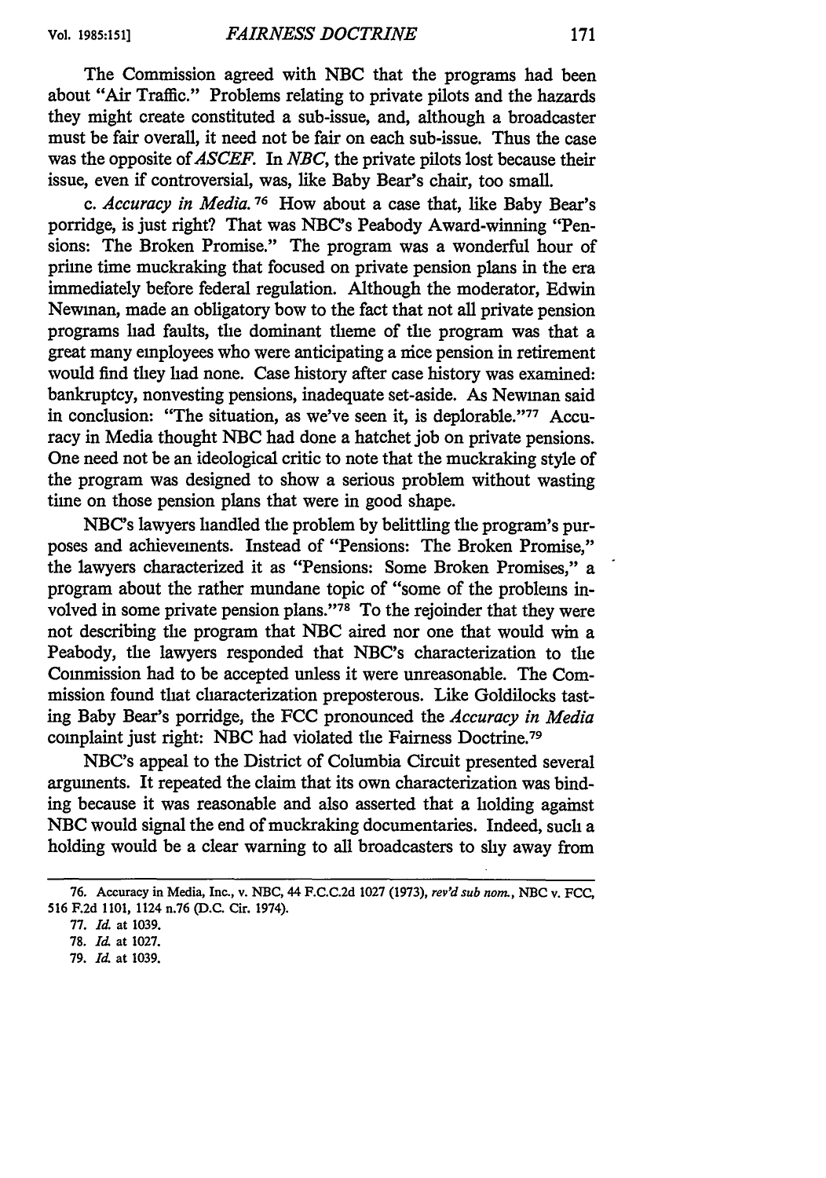The Commission agreed with NBC that the programs had been about "Air Traffic." Problems relating to private pilots and the hazards they might create constituted a sub-issue, and, although a broadcaster must be fair overall, it need not be fair on each sub-issue. Thus the case was the opposite of *ASCEF*. In *NBC*, the private pilots lost because their issue, even if controversial, was, like Baby Bear's chair, too small.

c. *Accuracy in Media.*[76] How about a case that, like Baby Bear's porridge, is just right? That was NBC's Peabody Award-winning "Pensions: The Broken Promise." The program was a wonderful hour of prime time muckraking that focused on private pension plans in the era immediately before federal regulation. Although the moderator, Edwin Newman, made an obligatory bow to the fact that not all private pension programs had faults, the dominant theme of the program was that a great many employees who were anticipating a nice pension in retirement would find they had none. Case history after case history was examined: bankruptcy, nonvesting pensions, inadequate set-aside. As Newman said in conclusion: "The situation, as we've seen it, is deplorable."[77] Accuracy in Media thought NBC had done a hatchet job on private pensions. One need not be an ideological critic to note that the muckraking style of the program was designed to show a serious problem without wasting time on those pension plans that were in good shape.

NBC's lawyers handled the problem by belittling the program's purposes and achievements. Instead of "Pensions: The Broken Promise," the lawyers characterized it as "Pensions: Some Broken Promises," a program about the rather mundane topic of "some of the problems involved in some private pension plans."[78] To the rejoinder that they were not describing the program that NBC aired nor one that would win a Peabody, the lawyers responded that NBC's characterization to the Commission had to be accepted unless it were unreasonable. The Commission found that characterization preposterous. Like Goldilocks tasting Baby Bear's porridge, the FCC pronounced the *Accuracy in Media* complaint just right: NBC had violated the Fairness Doctrine.[79]

NBC's appeal to the District of Columbia Circuit presented several arguments. It repeated the claim that its own characterization was binding because it was reasonable and also asserted that a holding against NBC would signal the end of muckraking documentaries. Indeed, such a holding would be a clear warning to all broadcasters to shy away from

---

76. Accuracy in Media, Inc., v. NBC, 44 F.C.C.2d 1027 (1973), *rev'd sub nom.*, NBC v. FCC, 516 F.2d 1101, 1124 n.76 (D.C. Cir. 1974).

77. *Id.* at 1039.

78. *Id.* at 1027.

79. *Id.* at 1039.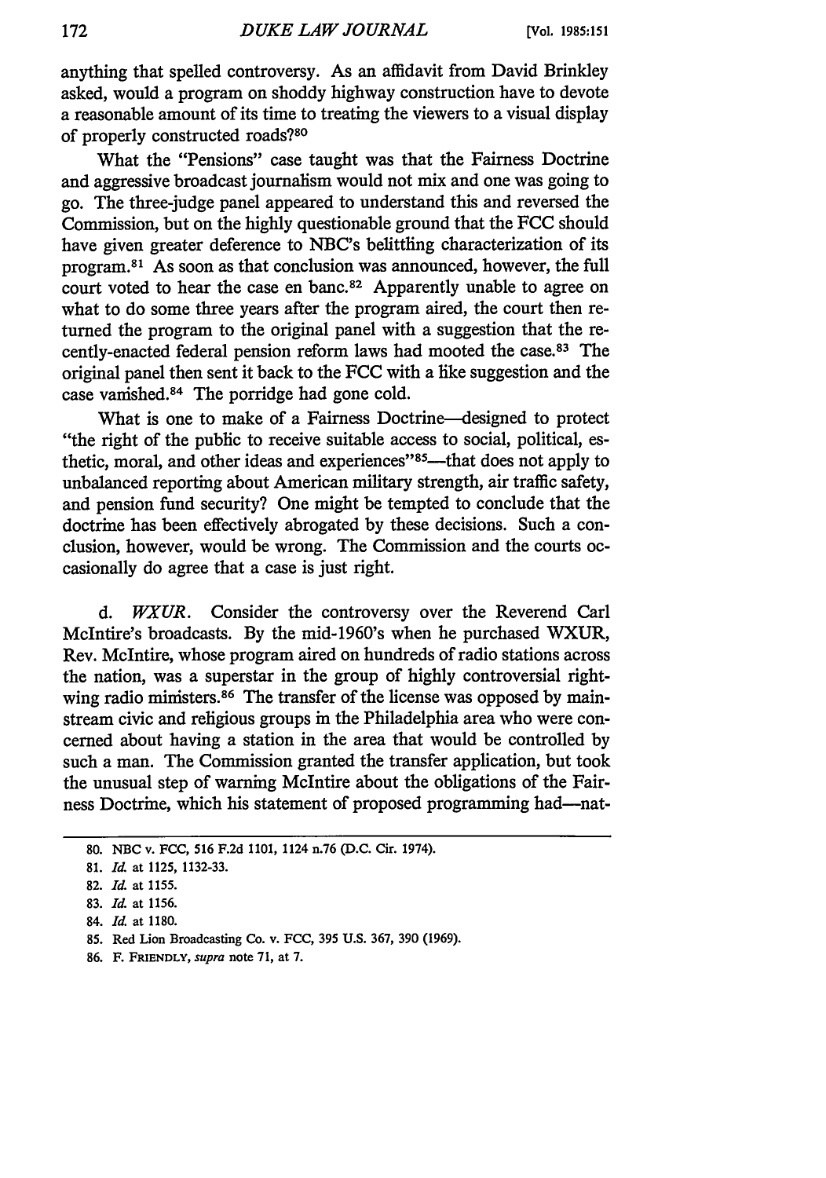anything that spelled controversy. As an affidavit from David Brinkley asked, would a program on shoddy highway construction have to devote a reasonable amount of its time to treating the viewers to a visual display of properly constructed roads?[80]

What the "Pensions" case taught was that the Fairness Doctrine and aggressive broadcast journalism would not mix and one was going to go. The three-judge panel appeared to understand this and reversed the Commission, but on the highly questionable ground that the FCC should have given greater deference to NBC's belittling characterization of its program.[81] As soon as that conclusion was announced, however, the full court voted to hear the case en banc.[82] Apparently unable to agree on what to do some three years after the program aired, the court then returned the program to the original panel with a suggestion that the recently-enacted federal pension reform laws had mooted the case.[83] The original panel then sent it back to the FCC with a like suggestion and the case vanished.[84] The porridge had gone cold.

What is one to make of a Fairness Doctrine—designed to protect "the right of the public to receive suitable access to social, political, esthetic, moral, and other ideas and experiences"[85]—that does not apply to unbalanced reporting about American military strength, air traffic safety, and pension fund security? One might be tempted to conclude that the doctrine has been effectively abrogated by these decisions. Such a conclusion, however, would be wrong. The Commission and the courts occasionally do agree that a case is just right.

d. *WXUR*. Consider the controversy over the Reverend Carl McIntire's broadcasts. By the mid-1960's when he purchased WXUR, Rev. McIntire, whose program aired on hundreds of radio stations across the nation, was a superstar in the group of highly controversial right-wing radio ministers.[86] The transfer of the license was opposed by mainstream civic and religious groups in the Philadelphia area who were concerned about having a station in the area that would be controlled by such a man. The Commission granted the transfer application, but took the unusual step of warning McIntire about the obligations of the Fairness Doctrine, which his statement of proposed programming had—nat-

---

80. NBC v. FCC, 516 F.2d 1101, 1124 n.76 (D.C. Cir. 1974).

81. *Id.* at 1125, 1132-33.

82. *Id.* at 1155.

83. *Id.* at 1156.

84. *Id.* at 1180.

85. Red Lion Broadcasting Co. v. FCC, 395 U.S. 367, 390 (1969).

86. F. FRIENDLY, *supra* note 71, at 7.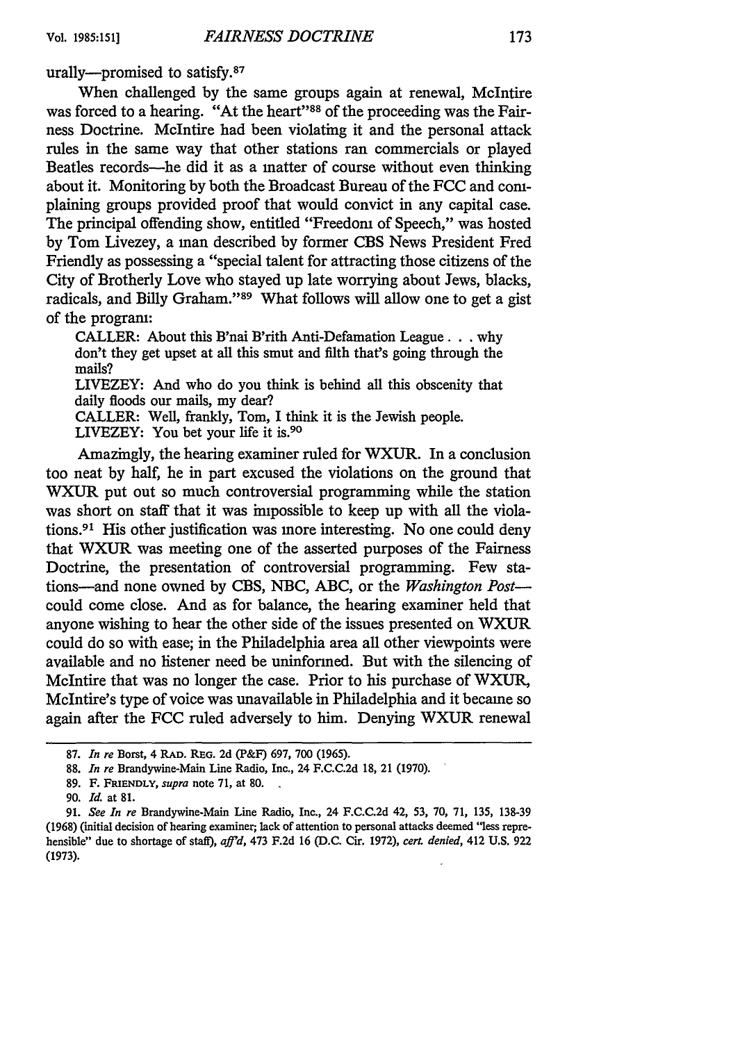urally—promised to satisfy.[87]

When challenged by the same groups again at renewal, McIntire was forced to a hearing. "At the heart"[88] of the proceeding was the Fairness Doctrine. McIntire had been violating it and the personal attack rules in the same way that other stations ran commercials or played Beatles records—he did it as a matter of course without even thinking about it. Monitoring by both the Broadcast Bureau of the FCC and complaining groups provided proof that would convict in any capital case. The principal offending show, entitled "Freedom of Speech," was hosted by Tom Livezey, a man described by former CBS News President Fred Friendly as possessing a "special talent for attracting those citizens of the City of Brotherly Love who stayed up late worrying about Jews, blacks, radicals, and Billy Graham."[89] What follows will allow one to get a gist of the program:

> CALLER: About this B'nai B'rith Anti-Defamation League . . . why don't they get upset at all this smut and filth that's going through the mails?
>
> LIVEZEY: And who do you think is behind all this obscenity that daily floods our mails, my dear?
>
> CALLER: Well, frankly, Tom, I think it is the Jewish people.
>
> LIVEZEY: You bet your life it is.[90]

Amazingly, the hearing examiner ruled for WXUR. In a conclusion too neat by half, he in part excused the violations on the ground that WXUR put out so much controversial programming while the station was short on staff that it was impossible to keep up with all the violations.[91] His other justification was more interesting. No one could deny that WXUR was meeting one of the asserted purposes of the Fairness Doctrine, the presentation of controversial programming. Few stations—and none owned by CBS, NBC, ABC, or the *Washington Post*—could come close. And as for balance, the hearing examiner held that anyone wishing to hear the other side of the issues presented on WXUR could do so with ease; in the Philadelphia area all other viewpoints were available and no listener need be uninformed. But with the silencing of McIntire that was no longer the case. Prior to his purchase of WXUR, McIntire's type of voice was unavailable in Philadelphia and it became so again after the FCC ruled adversely to him. Denying WXUR renewal

---

87. *In re* Borst, 4 RAD. REG. 2d (P&F) 697, 700 (1965).

88. *In re* Brandywine-Main Line Radio, Inc., 24 F.C.C.2d 18, 21 (1970).

89. F. FRIENDLY, *supra* note 71, at 80.

90. *Id.* at 81.

91. *See In re* Brandywine-Main Line Radio, Inc., 24 F.C.C.2d 42, 53, 70, 71, 135, 138-39 (1968) (initial decision of hearing examiner; lack of attention to personal attacks deemed "less reprehensible" due to shortage of staff), *aff'd*, 473 F.2d 16 (D.C. Cir. 1972), *cert. denied*, 412 U.S. 922 (1973).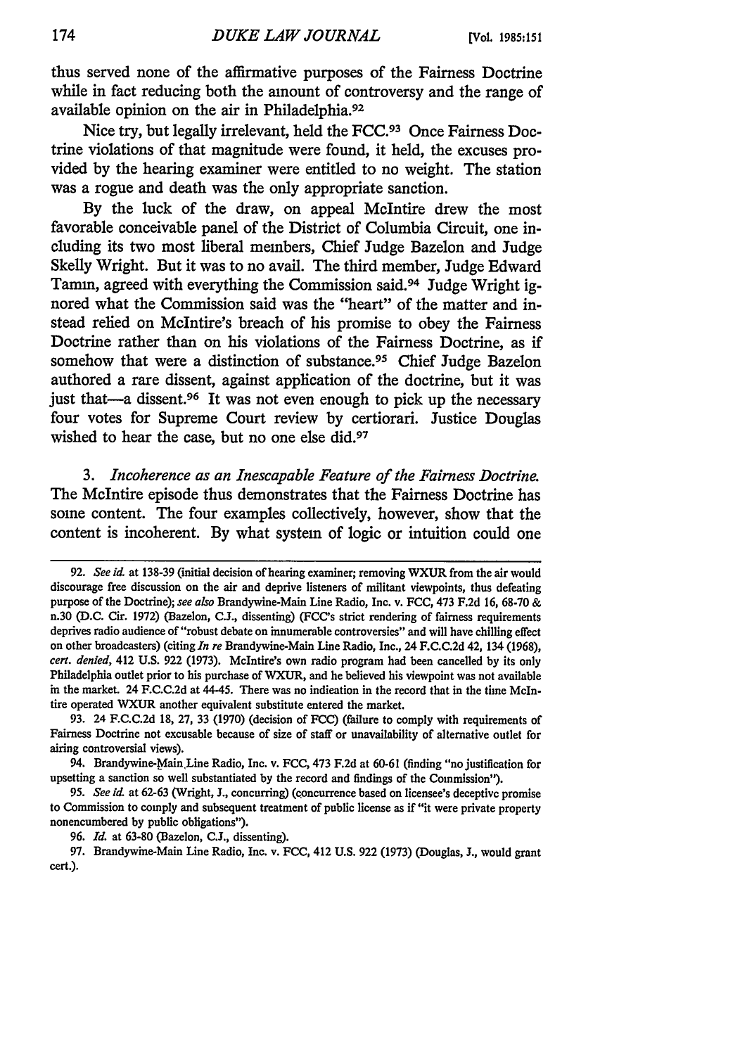thus served none of the affirmative purposes of the Fairness Doctrine while in fact reducing both the amount of controversy and the range of available opinion on the air in Philadelphia.[92]

Nice try, but legally irrelevant, held the FCC.[93] Once Fairness Doctrine violations of that magnitude were found, it held, the excuses provided by the hearing examiner were entitled to no weight. The station was a rogue and death was the only appropriate sanction.

By the luck of the draw, on appeal McIntire drew the most favorable conceivable panel of the District of Columbia Circuit, one including its two most liberal members, Chief Judge Bazelon and Judge Skelly Wright. But it was to no avail. The third member, Judge Edward Tamm, agreed with everything the Commission said.[94] Judge Wright ignored what the Commission said was the "heart" of the matter and instead relied on McIntire's breach of his promise to obey the Fairness Doctrine rather than on his violations of the Fairness Doctrine, as if somehow that were a distinction of substance.[95] Chief Judge Bazelon authored a rare dissent, against application of the doctrine, but it was just that—a dissent.[96] It was not even enough to pick up the necessary four votes for Supreme Court review by certiorari. Justice Douglas wished to hear the case, but no one else did.[97]

3. *Incoherence as an Inescapable Feature of the Fairness Doctrine.* The McIntire episode thus demonstrates that the Fairness Doctrine has some content. The four examples collectively, however, show that the content is incoherent. By what system of logic or intuition could one

---

92. *See id.* at 138-39 (initial decision of hearing examiner; removing WXUR from the air would discourage free discussion on the air and deprive listeners of militant viewpoints, thus defeating purpose of the Doctrine); *see also* Brandywine-Main Line Radio, Inc. v. FCC, 473 F.2d 16, 68-70 & n.30 (D.C. Cir. 1972) (Bazelon, C.J., dissenting) (FCC's strict rendering of fairness requirements deprives radio audience of "robust debate on innumerable controversies" and will have chilling effect on other broadcasters) (citing *In re* Brandywine-Main Line Radio, Inc., 24 F.C.C.2d 42, 134 (1968), *cert. denied*, 412 U.S. 922 (1973). McIntire's own radio program had been cancelled by its only Philadelphia outlet prior to his purchase of WXUR, and he believed his viewpoint was not available in the market. 24 F.C.C.2d at 44-45. There was no indication in the record that in the time McIntire operated WXUR another equivalent substitute entered the market.

93. 24 F.C.C.2d 18, 27, 33 (1970) (decision of FCC) (failure to comply with requirements of Fairness Doctrine not excusable because of size of staff or unavailability of alternative outlet for airing controversial views).

94. Brandywine-Main Line Radio, Inc. v. FCC, 473 F.2d at 60-61 (finding "no justification for upsetting a sanction so well substantiated by the record and findings of the Commission").

95. *See id.* at 62-63 (Wright, J., concurring) (concurrence based on licensee's deceptive promise to Commission to comply and subsequent treatment of public license as if "it were private property nonencumbered by public obligations").

96. *Id.* at 63-80 (Bazelon, C.J., dissenting).

97. Brandywine-Main Line Radio, Inc. v. FCC, 412 U.S. 922 (1973) (Douglas, J., would grant cert.).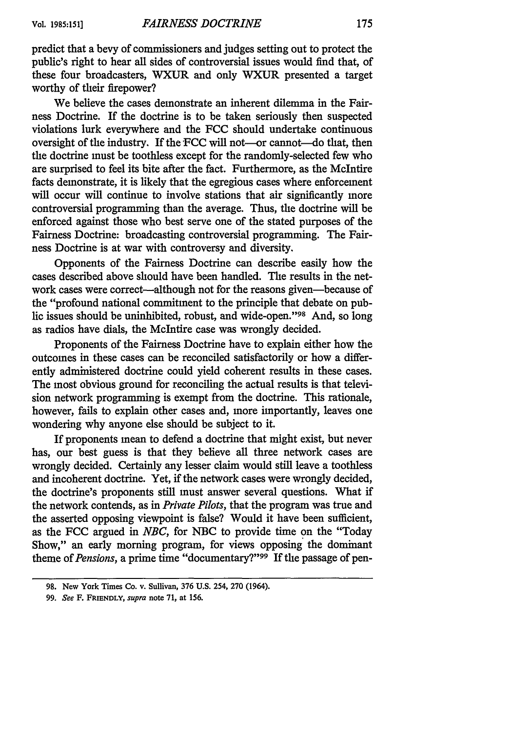predict that a bevy of commissioners and judges setting out to protect the public's right to hear all sides of controversial issues would find that, of these four broadcasters, WXUR and only WXUR presented a target worthy of their firepower?

We believe the cases demonstrate an inherent dilemma in the Fairness Doctrine. If the doctrine is to be taken seriously then suspected violations lurk everywhere and the FCC should undertake continuous oversight of the industry. If the FCC will not—or cannot—do that, then the doctrine must be toothless except for the randomly-selected few who are surprised to feel its bite after the fact. Furthermore, as the McIntire facts demonstrate, it is likely that the egregious cases where enforcement will occur will continue to involve stations that air significantly more controversial programming than the average. Thus, the doctrine will be enforced against those who best serve one of the stated purposes of the Fairness Doctrine: broadcasting controversial programming. The Fairness Doctrine is at war with controversy and diversity.

Opponents of the Fairness Doctrine can describe easily how the cases described above should have been handled. The results in the network cases were correct—although not for the reasons given—because of the "profound national commitment to the principle that debate on public issues should be uninhibited, robust, and wide-open."[98] And, so long as radios have dials, the McIntire case was wrongly decided.

Proponents of the Fairness Doctrine have to explain either how the outcomes in these cases can be reconciled satisfactorily or how a differently administered doctrine could yield coherent results in these cases. The most obvious ground for reconciling the actual results is that television network programming is exempt from the doctrine. This rationale, however, fails to explain other cases and, more importantly, leaves one wondering why anyone else should be subject to it.

If proponents mean to defend a doctrine that might exist, but never has, our best guess is that they believe all three network cases are wrongly decided. Certainly any lesser claim would still leave a toothless and incoherent doctrine. Yet, if the network cases were wrongly decided, the doctrine's proponents still must answer several questions. What if the network contends, as in *Private Pilots*, that the program was true and the asserted opposing viewpoint is false? Would it have been sufficient, as the FCC argued in *NBC*, for NBC to provide time on the "Today Show," an early morning program, for views opposing the dominant theme of *Pensions*, a prime time "documentary?"[99] If the passage of pen-

98. New York Times Co. v. Sullivan, 376 U.S. 254, 270 (1964).

99. *See* F. FRIENDLY, *supra* note 71, at 156.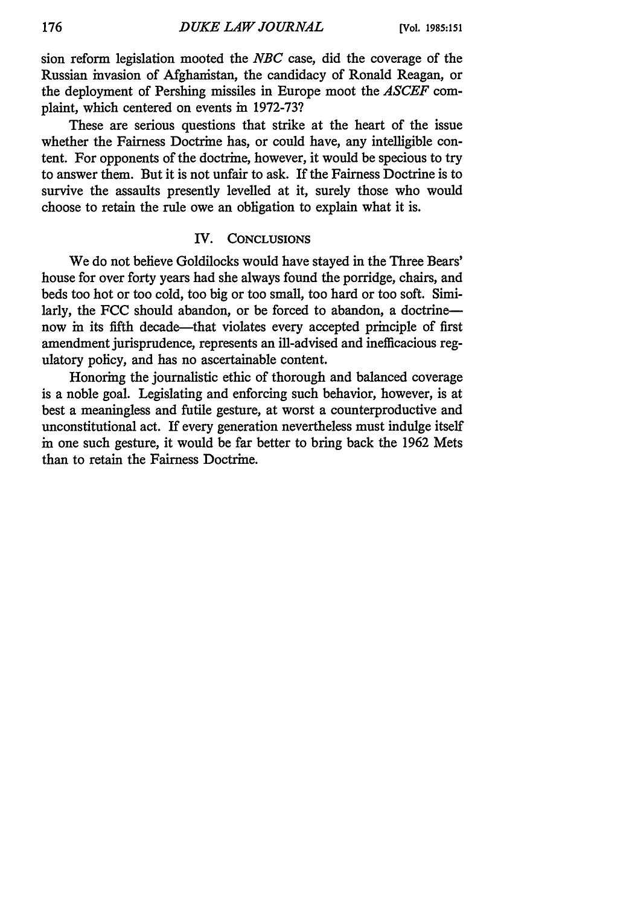sion reform legislation mooted the *NBC* case, did the coverage of the Russian invasion of Afghanistan, the candidacy of Ronald Reagan, or the deployment of Pershing missiles in Europe moot the *ASCEF* complaint, which centered on events in 1972-73?

These are serious questions that strike at the heart of the issue whether the Fairness Doctrine has, or could have, any intelligible content. For opponents of the doctrine, however, it would be specious to try to answer them. But it is not unfair to ask. If the Fairness Doctrine is to survive the assaults presently levelled at it, surely those who would choose to retain the rule owe an obligation to explain what it is.

## IV. Conclusions

We do not believe Goldilocks would have stayed in the Three Bears' house for over forty years had she always found the porridge, chairs, and beds too hot or too cold, too big or too small, too hard or too soft. Similarly, the FCC should abandon, or be forced to abandon, a doctrine—now in its fifth decade—that violates every accepted principle of first amendment jurisprudence, represents an ill-advised and inefficacious regulatory policy, and has no ascertainable content.

Honoring the journalistic ethic of thorough and balanced coverage is a noble goal. Legislating and enforcing such behavior, however, is at best a meaningless and futile gesture, at worst a counterproductive and unconstitutional act. If every generation nevertheless must indulge itself in one such gesture, it would be far better to bring back the 1962 Mets than to retain the Fairness Doctrine.